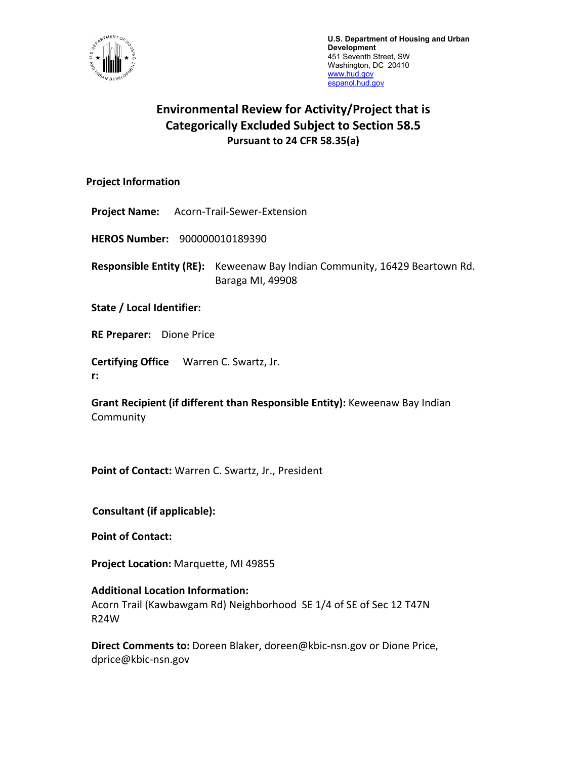U.S. Department of Housing and Urban Development
451 Seventh Street, SW
Washington, DC 20410
www.hud.gov
espanol.hud.gov

# Environmental Review for Activity/Project that is Categorically Excluded Subject to Section 58.5

**Pursuant to 24 CFR 58.35(a)**

## Project Information

**Project Name:** Acorn-Trail-Sewer-Extension

**HEROS Number:** 900000010189390

**Responsible Entity (RE):** Keweenaw Bay Indian Community, 16429 Beartown Rd. Baraga MI, 49908

**State / Local Identifier:**

**RE Preparer:** Dione Price

**Certifying Officer:** Warren C. Swartz, Jr.

**Grant Recipient (if different than Responsible Entity):** Keweenaw Bay Indian Community

**Point of Contact:** Warren C. Swartz, Jr., President

**Consultant (if applicable):**

**Point of Contact:**

**Project Location:** Marquette, MI 49855

**Additional Location Information:**
Acorn Trail (Kawbawgam Rd) Neighborhood SE 1/4 of SE of Sec 12 T47N R24W

**Direct Comments to:** Doreen Blaker, doreen@kbic-nsn.gov or Dione Price, dprice@kbic-nsn.gov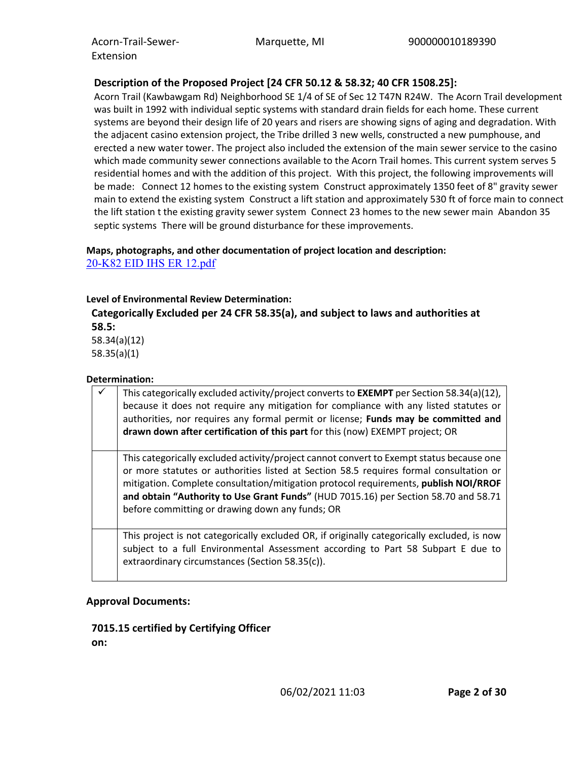### Description of the Proposed Project [24 CFR 50.12 & 58.32; 40 CFR 1508.25]:

Acorn Trail (Kawbawgam Rd) Neighborhood SE 1/4 of SE of Sec 12 T47N R24W. The Acorn Trail development was built in 1992 with individual septic systems with standard drain fields for each home. These current systems are beyond their design life of 20 years and risers are showing signs of aging and degradation. With the adjacent casino extension project, the Tribe drilled 3 new wells, constructed a new pumphouse, and erected a new water tower. The project also included the extension of the main sewer service to the casino which made community sewer connections available to the Acorn Trail homes. This current system serves 5 residential homes and with the addition of this project. With this project, the following improvements will be made: Connect 12 homes to the existing system Construct approximately 1350 feet of 8" gravity sewer main to extend the existing system Construct a lift station and approximately 530 ft of force main to connect the lift station t the existing gravity sewer system Connect 23 homes to the new sewer main Abandon 35 septic systems There will be ground disturbance for these improvements.

**Maps, photographs, and other documentation of project location and description:**
20-K82 EID IHS ER 12.pdf

**Level of Environmental Review Determination:**

**Categorically Excluded per 24 CFR 58.35(a), and subject to laws and authorities at 58.5:**
58.34(a)(12)
58.35(a)(1)

**Determination:**

| | |
|---|---|
| ✓ | This categorically excluded activity/project converts to **EXEMPT** per Section 58.34(a)(12), because it does not require any mitigation for compliance with any listed statutes or authorities, nor requires any formal permit or license; **Funds may be committed and drawn down after certification of this part** for this (now) EXEMPT project; OR |
| | This categorically excluded activity/project cannot convert to Exempt status because one or more statutes or authorities listed at Section 58.5 requires formal consultation or mitigation. Complete consultation/mitigation protocol requirements, **publish NOI/RROF and obtain "Authority to Use Grant Funds"** (HUD 7015.16) per Section 58.70 and 58.71 before committing or drawing down any funds; OR |
| | This project is not categorically excluded OR, if originally categorically excluded, is now subject to a full Environmental Assessment according to Part 58 Subpart E due to extraordinary circumstances (Section 58.35(c)). |

**Approval Documents:**

**7015.15 certified by Certifying Officer on:**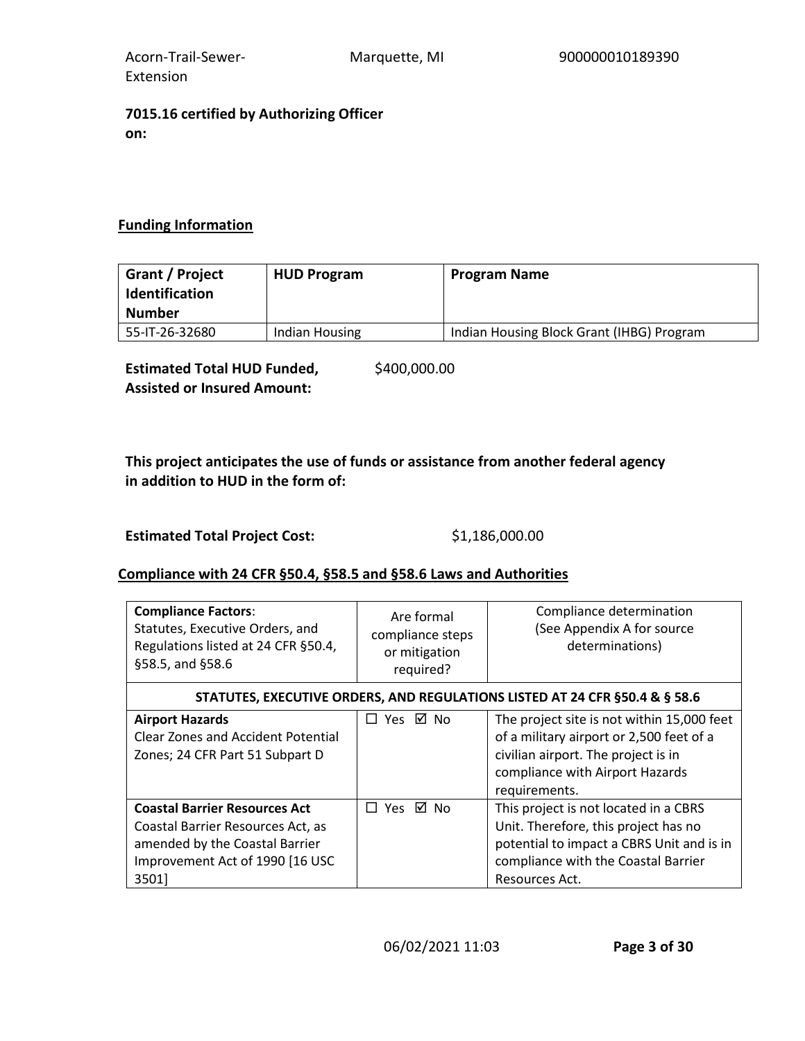**7015.16 certified by Authorizing Officer on:**

## Funding Information

| Grant / Project Identification Number | HUD Program | Program Name |
|---|---|---|
| 55-IT-26-32680 | Indian Housing | Indian Housing Block Grant (IHBG) Program |

**Estimated Total HUD Funded, Assisted or Insured Amount:** $400,000.00

**This project anticipates the use of funds or assistance from another federal agency in addition to HUD in the form of:**

**Estimated Total Project Cost:** $1,186,000.00

## Compliance with 24 CFR §50.4, §58.5 and §58.6 Laws and Authorities

| **Compliance Factors**: Statutes, Executive Orders, and Regulations listed at 24 CFR §50.4, §58.5, and §58.6 | Are formal compliance steps or mitigation required? | Compliance determination (See Appendix A for source determinations) |
|---|---|---|
| **STATUTES, EXECUTIVE ORDERS, AND REGULATIONS LISTED AT 24 CFR §50.4 & § 58.6** | | |
| **Airport Hazards** Clear Zones and Accident Potential Zones; 24 CFR Part 51 Subpart D | ☐ Yes ☑ No | The project site is not within 15,000 feet of a military airport or 2,500 feet of a civilian airport. The project is in compliance with Airport Hazards requirements. |
| **Coastal Barrier Resources Act** Coastal Barrier Resources Act, as amended by the Coastal Barrier Improvement Act of 1990 [16 USC 3501] | ☐ Yes ☑ No | This project is not located in a CBRS Unit. Therefore, this project has no potential to impact a CBRS Unit and is in compliance with the Coastal Barrier Resources Act. |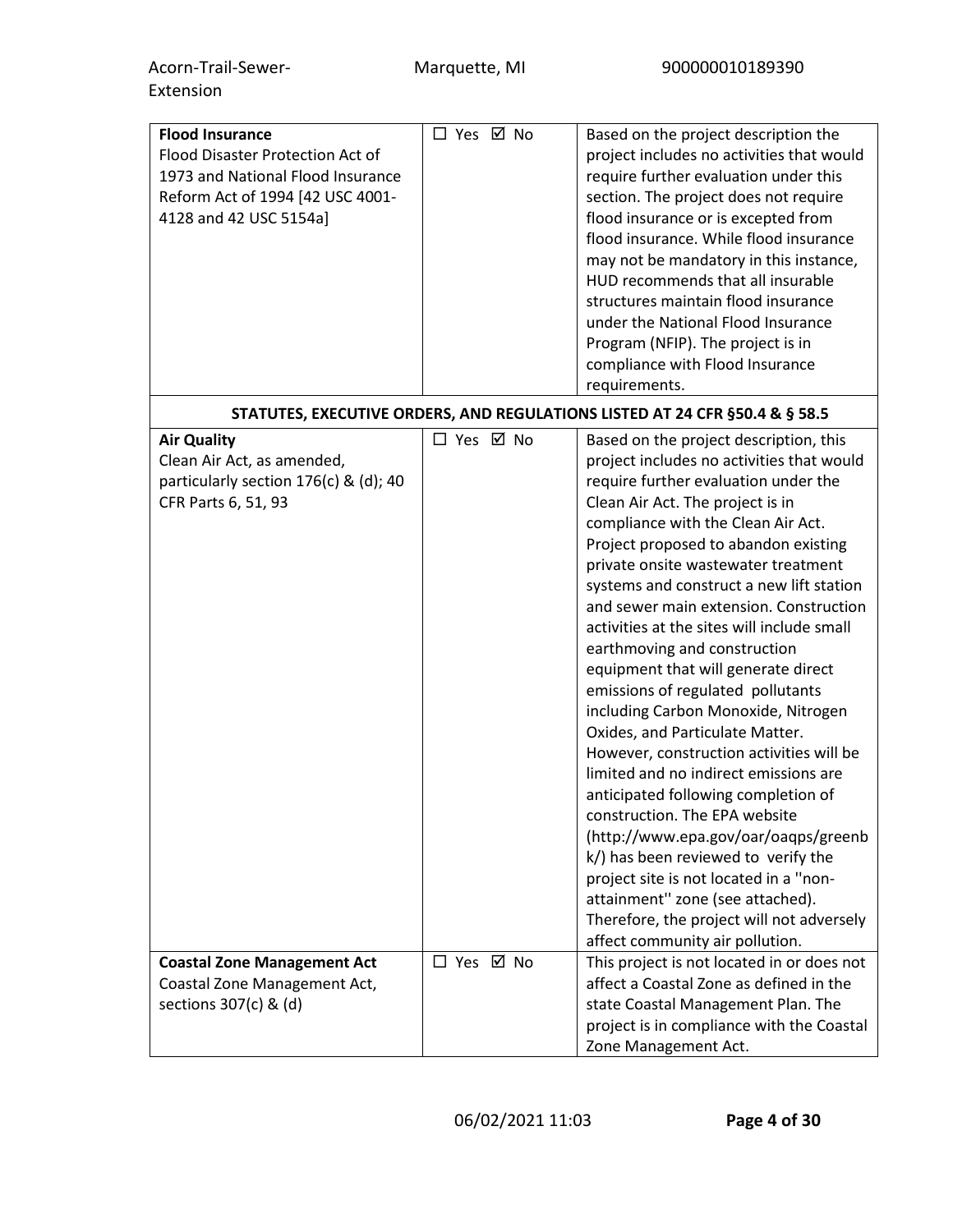| | | |
|---|---|---|
| **Flood Insurance** Flood Disaster Protection Act of 1973 and National Flood Insurance Reform Act of 1994 [42 USC 4001-4128 and 42 USC 5154a] | ☐ Yes ☑ No | Based on the project description the project includes no activities that would require further evaluation under this section. The project does not require flood insurance or is excepted from flood insurance. While flood insurance may not be mandatory in this instance, HUD recommends that all insurable structures maintain flood insurance under the National Flood Insurance Program (NFIP). The project is in compliance with Flood Insurance requirements. |
| **STATUTES, EXECUTIVE ORDERS, AND REGULATIONS LISTED AT 24 CFR §50.4 & § 58.5** | | |
| **Air Quality** Clean Air Act, as amended, particularly section 176(c) & (d); 40 CFR Parts 6, 51, 93 | ☐ Yes ☑ No | Based on the project description, this project includes no activities that would require further evaluation under the Clean Air Act. The project is in compliance with the Clean Air Act. Project proposed to abandon existing private onsite wastewater treatment systems and construct a new lift station and sewer main extension. Construction activities at the sites will include small earthmoving and construction equipment that will generate direct emissions of regulated pollutants including Carbon Monoxide, Nitrogen Oxides, and Particulate Matter. However, construction activities will be limited and no indirect emissions are anticipated following completion of construction. The EPA website (http://www.epa.gov/oar/oaqps/greenbk/) has been reviewed to verify the project site is not located in a ''non-attainment'' zone (see attached). Therefore, the project will not adversely affect community air pollution. |
| **Coastal Zone Management Act** Coastal Zone Management Act, sections 307(c) & (d) | ☐ Yes ☑ No | This project is not located in or does not affect a Coastal Zone as defined in the state Coastal Management Plan. The project is in compliance with the Coastal Zone Management Act. |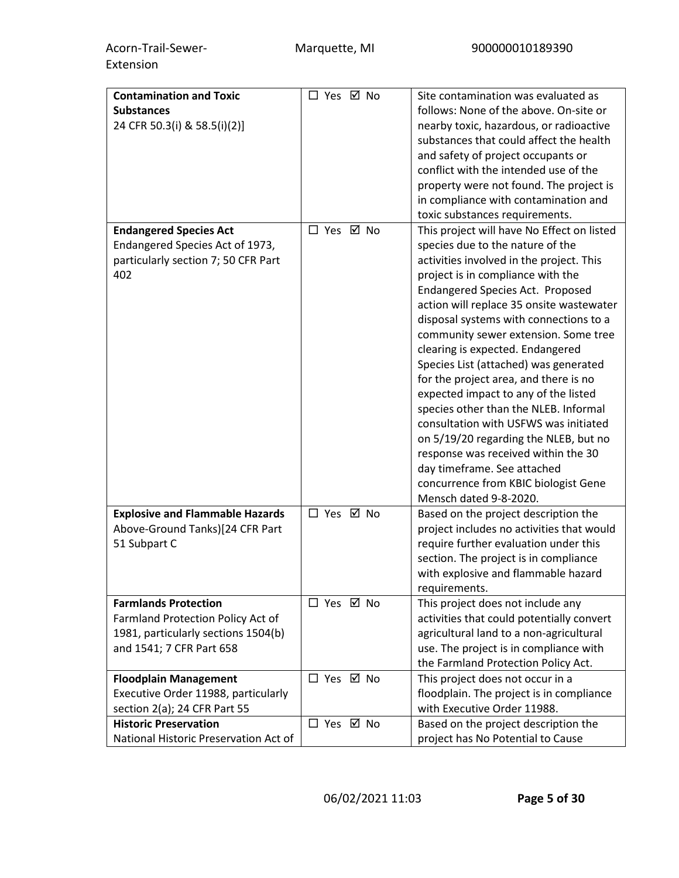| **Contamination and Toxic Substances** 24 CFR 50.3(i) & 58.5(i)(2)] | ☐ Yes ☑ No | Site contamination was evaluated as follows: None of the above. On-site or nearby toxic, hazardous, or radioactive substances that could affect the health and safety of project occupants or conflict with the intended use of the property were not found. The project is in compliance with contamination and toxic substances requirements. |
|---|---|---|
| **Endangered Species Act** Endangered Species Act of 1973, particularly section 7; 50 CFR Part 402 | ☐ Yes ☑ No | This project will have No Effect on listed species due to the nature of the activities involved in the project. This project is in compliance with the Endangered Species Act. Proposed action will replace 35 onsite wastewater disposal systems with connections to a community sewer extension. Some tree clearing is expected. Endangered Species List (attached) was generated for the project area, and there is no expected impact to any of the listed species other than the NLEB. Informal consultation with USFWS was initiated on 5/19/20 regarding the NLEB, but no response was received within the 30 day timeframe. See attached concurrence from KBIC biologist Gene Mensch dated 9-8-2020. |
| **Explosive and Flammable Hazards** Above-Ground Tanks)[24 CFR Part 51 Subpart C | ☐ Yes ☑ No | Based on the project description the project includes no activities that would require further evaluation under this section. The project is in compliance with explosive and flammable hazard requirements. |
| **Farmlands Protection** Farmland Protection Policy Act of 1981, particularly sections 1504(b) and 1541; 7 CFR Part 658 | ☐ Yes ☑ No | This project does not include any activities that could potentially convert agricultural land to a non-agricultural use. The project is in compliance with the Farmland Protection Policy Act. |
| **Floodplain Management** Executive Order 11988, particularly section 2(a); 24 CFR Part 55 | ☐ Yes ☑ No | This project does not occur in a floodplain. The project is in compliance with Executive Order 11988. |
| **Historic Preservation** National Historic Preservation Act of | ☐ Yes ☑ No | Based on the project description the project has No Potential to Cause |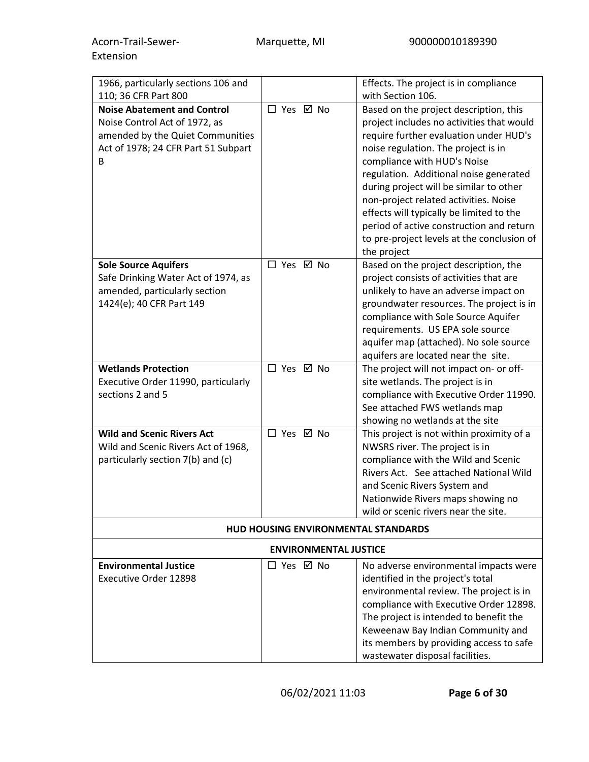| | | |
|---|---|---|
| 1966, particularly sections 106 and 110; 36 CFR Part 800 | | Effects. The project is in compliance with Section 106. |
| **Noise Abatement and Control** Noise Control Act of 1972, as amended by the Quiet Communities Act of 1978; 24 CFR Part 51 Subpart B | ☐ Yes ☑ No | Based on the project description, this project includes no activities that would require further evaluation under HUD's noise regulation. The project is in compliance with HUD's Noise regulation. Additional noise generated during project will be similar to other non-project related activities. Noise effects will typically be limited to the period of active construction and return to pre-project levels at the conclusion of the project |
| **Sole Source Aquifers** Safe Drinking Water Act of 1974, as amended, particularly section 1424(e); 40 CFR Part 149 | ☐ Yes ☑ No | Based on the project description, the project consists of activities that are unlikely to have an adverse impact on groundwater resources. The project is in compliance with Sole Source Aquifer requirements. US EPA sole source aquifer map (attached). No sole source aquifers are located near the site. |
| **Wetlands Protection** Executive Order 11990, particularly sections 2 and 5 | ☐ Yes ☑ No | The project will not impact on- or off-site wetlands. The project is in compliance with Executive Order 11990. See attached FWS wetlands map showing no wetlands at the site |
| **Wild and Scenic Rivers Act** Wild and Scenic Rivers Act of 1968, particularly section 7(b) and (c) | ☐ Yes ☑ No | This project is not within proximity of a NWSRS river. The project is in compliance with the Wild and Scenic Rivers Act. See attached National Wild and Scenic Rivers System and Nationwide Rivers maps showing no wild or scenic rivers near the site. |
| **HUD HOUSING ENVIRONMENTAL STANDARDS** | | |
| **ENVIRONMENTAL JUSTICE** | | |
| **Environmental Justice** Executive Order 12898 | ☐ Yes ☑ No | No adverse environmental impacts were identified in the project's total environmental review. The project is in compliance with Executive Order 12898. The project is intended to benefit the Keweenaw Bay Indian Community and its members by providing access to safe wastewater disposal facilities. |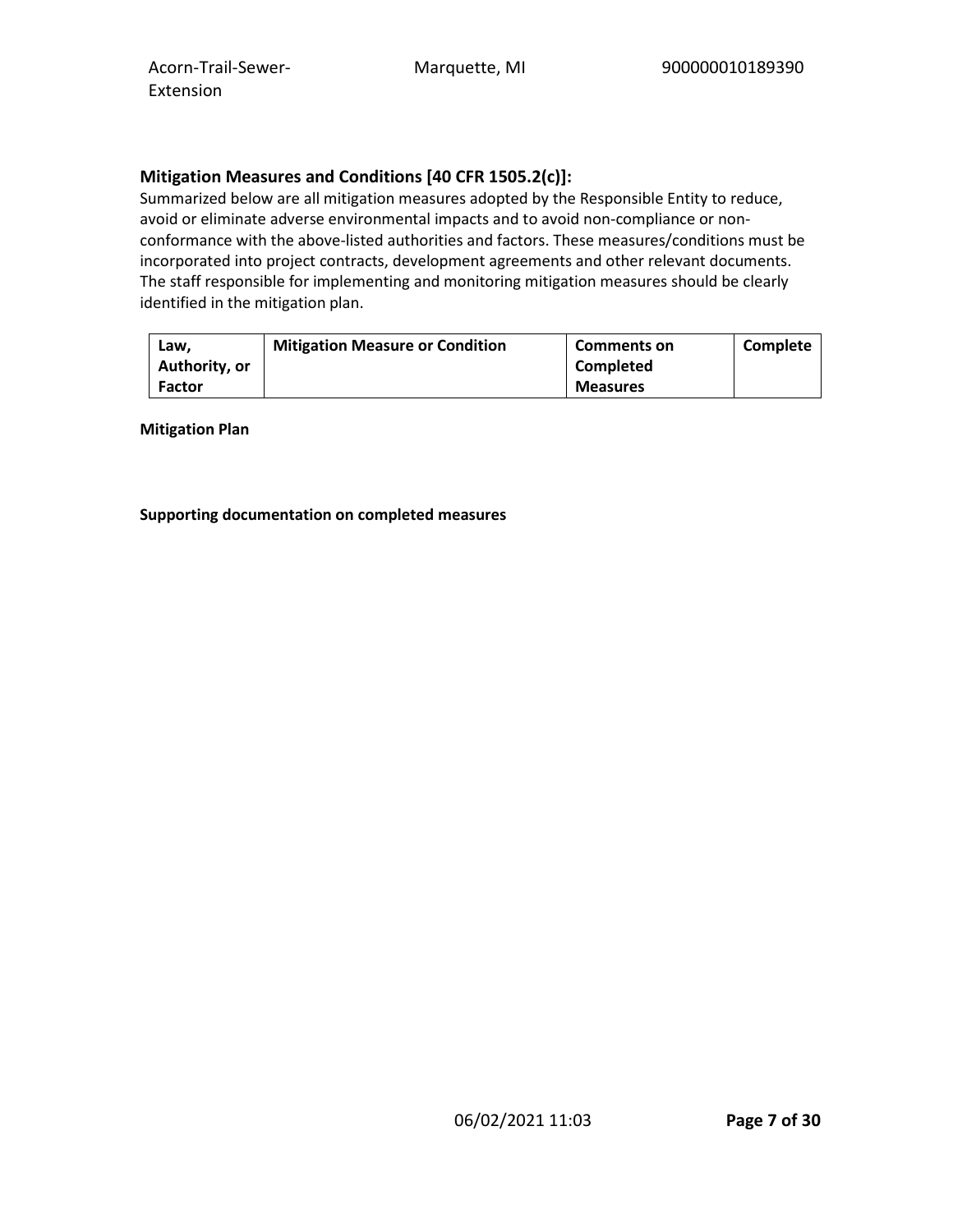## Mitigation Measures and Conditions [40 CFR 1505.2(c)]:

Summarized below are all mitigation measures adopted by the Responsible Entity to reduce, avoid or eliminate adverse environmental impacts and to avoid non-compliance or non-conformance with the above-listed authorities and factors. These measures/conditions must be incorporated into project contracts, development agreements and other relevant documents. The staff responsible for implementing and monitoring mitigation measures should be clearly identified in the mitigation plan.

| Law, Authority, or Factor | Mitigation Measure or Condition | Comments on Completed Measures | Complete |
|---|---|---|---|

**Mitigation Plan**

**Supporting documentation on completed measures**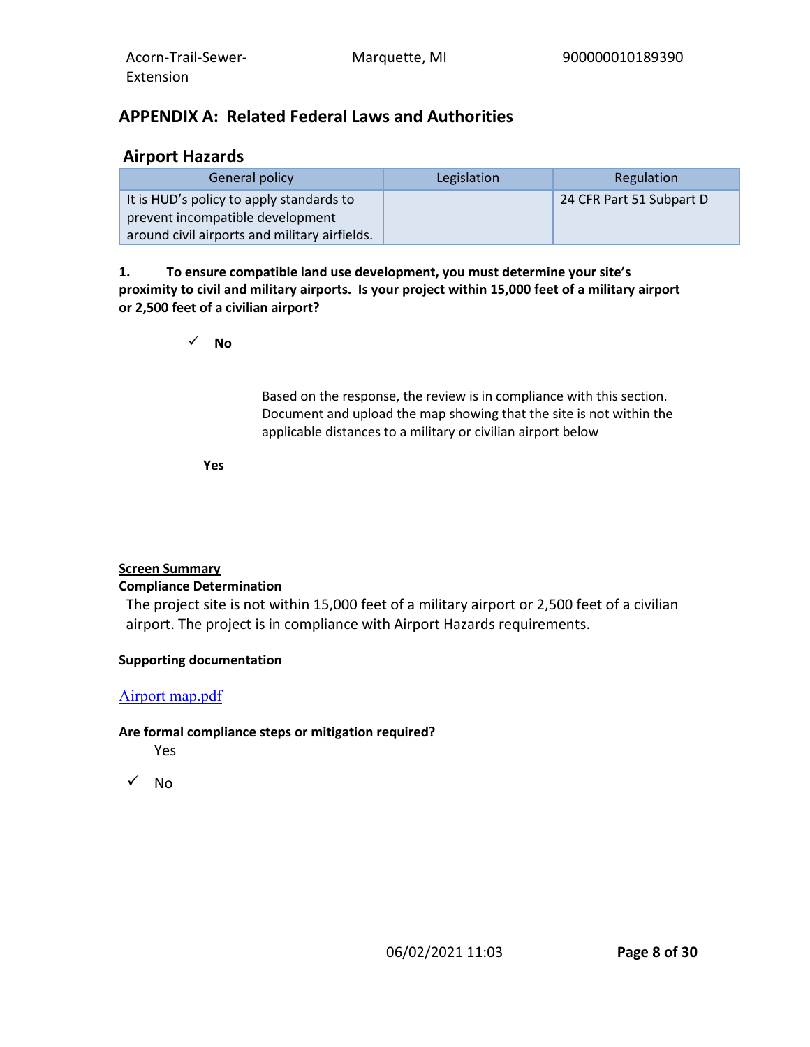## APPENDIX A: Related Federal Laws and Authorities

### Airport Hazards

| General policy | Legislation | Regulation |
|---|---|---|
| It is HUD's policy to apply standards to prevent incompatible development around civil airports and military airfields. | | 24 CFR Part 51 Subpart D |

**1. To ensure compatible land use development, you must determine your site's proximity to civil and military airports. Is your project within 15,000 feet of a military airport or 2,500 feet of a civilian airport?**

✓ **No**

Based on the response, the review is in compliance with this section. Document and upload the map showing that the site is not within the applicable distances to a military or civilian airport below

**Yes**

**<u>Screen Summary</u>**

**Compliance Determination**

The project site is not within 15,000 feet of a military airport or 2,500 feet of a civilian airport. The project is in compliance with Airport Hazards requirements.

**Supporting documentation**

Airport map.pdf

**Are formal compliance steps or mitigation required?**

Yes

✓ No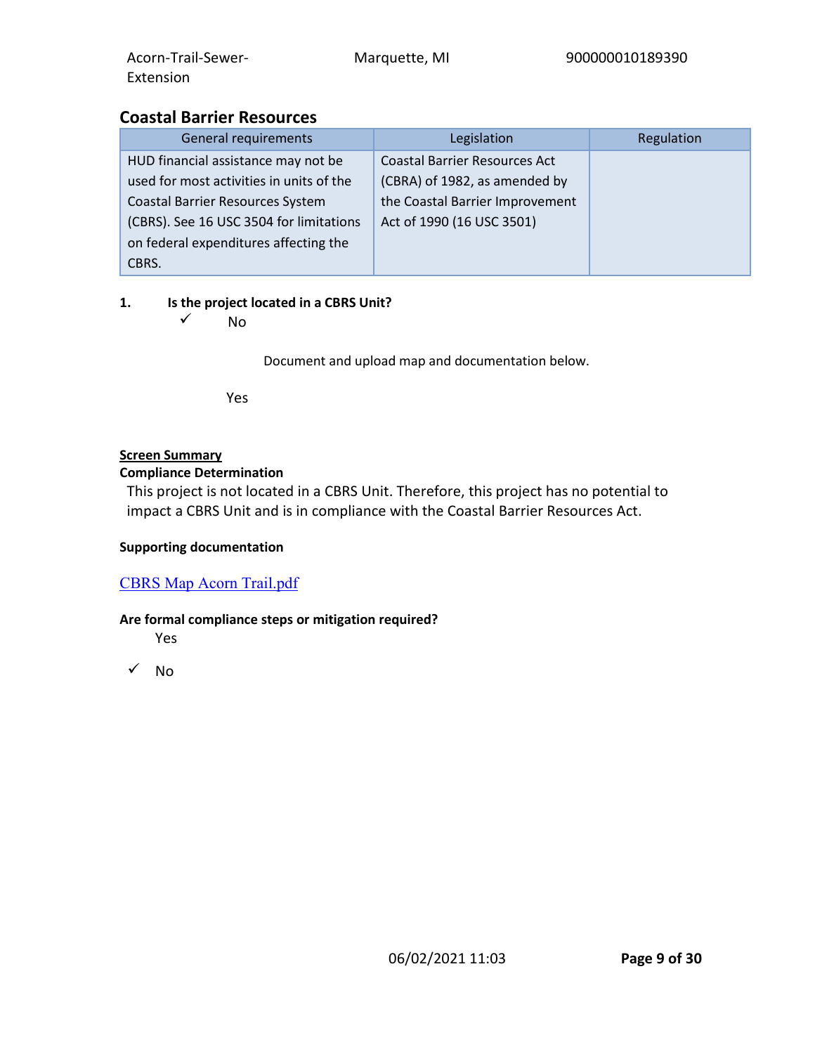## Coastal Barrier Resources

| General requirements | Legislation | Regulation |
|---|---|---|
| HUD financial assistance may not be used for most activities in units of the Coastal Barrier Resources System (CBRS). See 16 USC 3504 for limitations on federal expenditures affecting the CBRS. | Coastal Barrier Resources Act (CBRA) of 1982, as amended by the Coastal Barrier Improvement Act of 1990 (16 USC 3501) | |

**1. Is the project located in a CBRS Unit?**

✓ No

Document and upload map and documentation below.

Yes

**Screen Summary**

**Compliance Determination**

This project is not located in a CBRS Unit. Therefore, this project has no potential to impact a CBRS Unit and is in compliance with the Coastal Barrier Resources Act.

**Supporting documentation**

CBRS Map Acorn Trail.pdf

**Are formal compliance steps or mitigation required?**

Yes

✓ No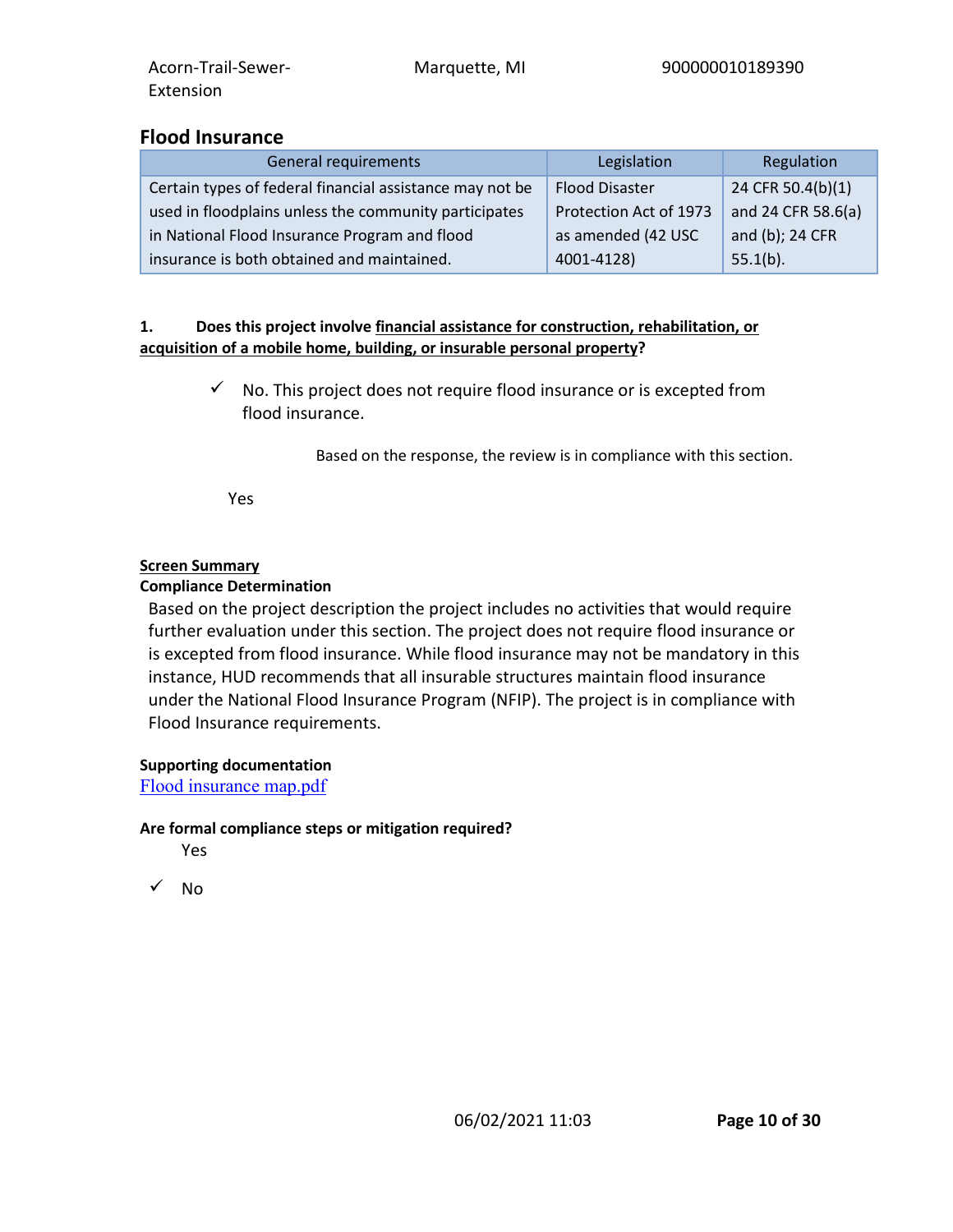## Flood Insurance

| General requirements | Legislation | Regulation |
| --- | --- | --- |
| Certain types of federal financial assistance may not be used in floodplains unless the community participates in National Flood Insurance Program and flood insurance is both obtained and maintained. | Flood Disaster Protection Act of 1973 as amended (42 USC 4001-4128) | 24 CFR 50.4(b)(1) and 24 CFR 58.6(a) and (b); 24 CFR 55.1(b). |

**1. Does this project involve financial assistance for construction, rehabilitation, or acquisition of a mobile home, building, or insurable personal property?**

✓ No. This project does not require flood insurance or is excepted from flood insurance.

Based on the response, the review is in compliance with this section.

Yes

**Screen Summary**

**Compliance Determination**

Based on the project description the project includes no activities that would require further evaluation under this section. The project does not require flood insurance or is excepted from flood insurance. While flood insurance may not be mandatory in this instance, HUD recommends that all insurable structures maintain flood insurance under the National Flood Insurance Program (NFIP). The project is in compliance with Flood Insurance requirements.

**Supporting documentation**

Flood insurance map.pdf

**Are formal compliance steps or mitigation required?**

Yes

✓ No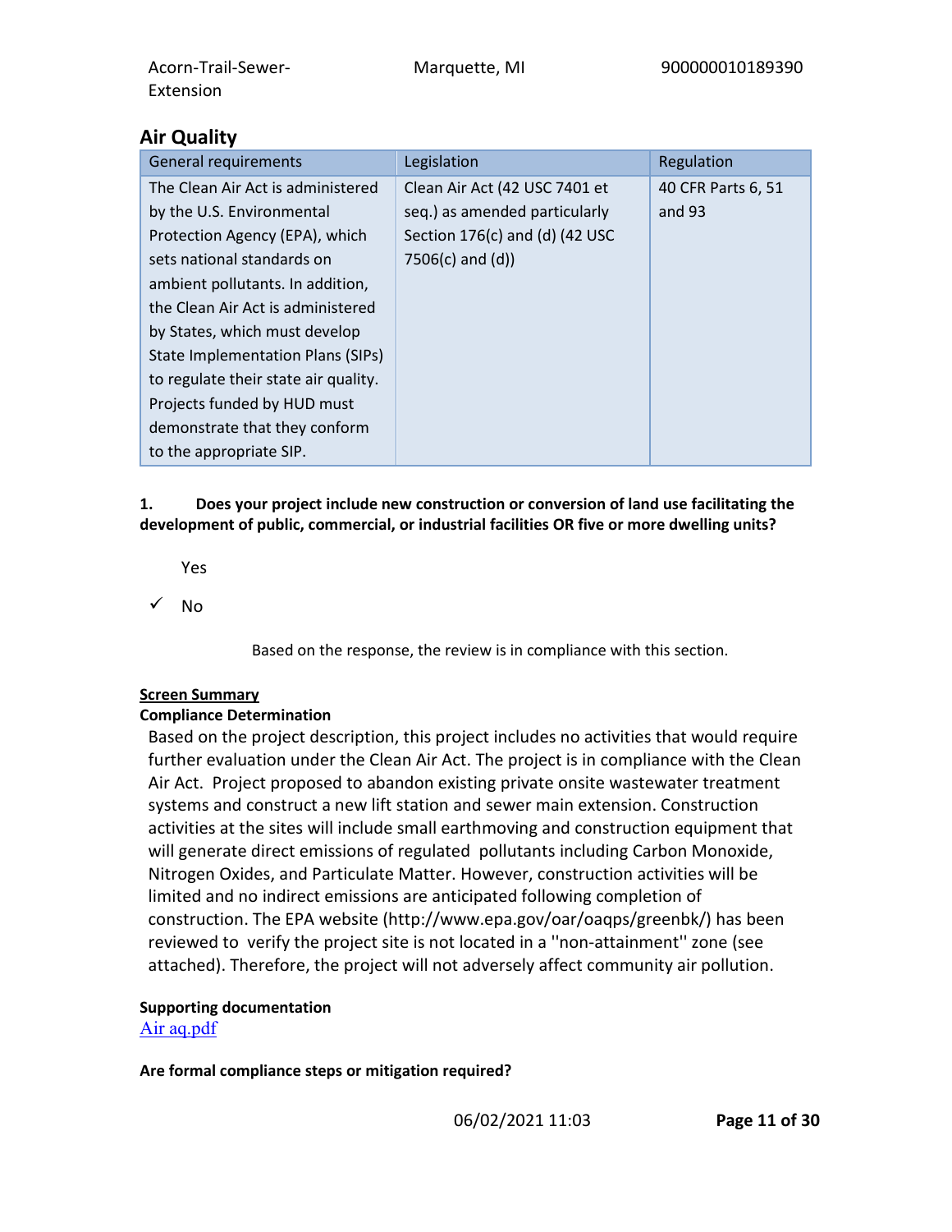## Air Quality

| General requirements | Legislation | Regulation |
|---|---|---|
| The Clean Air Act is administered by the U.S. Environmental Protection Agency (EPA), which sets national standards on ambient pollutants. In addition, the Clean Air Act is administered by States, which must develop State Implementation Plans (SIPs) to regulate their state air quality. Projects funded by HUD must demonstrate that they conform to the appropriate SIP. | Clean Air Act (42 USC 7401 et seq.) as amended particularly Section 176(c) and (d) (42 USC 7506(c) and (d)) | 40 CFR Parts 6, 51 and 93 |

**1. Does your project include new construction or conversion of land use facilitating the development of public, commercial, or industrial facilities OR five or more dwelling units?**

Yes

✓ No

Based on the response, the review is in compliance with this section.

**Screen Summary**

**Compliance Determination**

Based on the project description, this project includes no activities that would require further evaluation under the Clean Air Act. The project is in compliance with the Clean Air Act. Project proposed to abandon existing private onsite wastewater treatment systems and construct a new lift station and sewer main extension. Construction activities at the sites will include small earthmoving and construction equipment that will generate direct emissions of regulated pollutants including Carbon Monoxide, Nitrogen Oxides, and Particulate Matter. However, construction activities will be limited and no indirect emissions are anticipated following completion of construction. The EPA website (http://www.epa.gov/oar/oaqps/greenbk/) has been reviewed to verify the project site is not located in a ''non-attainment'' zone (see attached). Therefore, the project will not adversely affect community air pollution.

**Supporting documentation**

Air aq.pdf

**Are formal compliance steps or mitigation required?**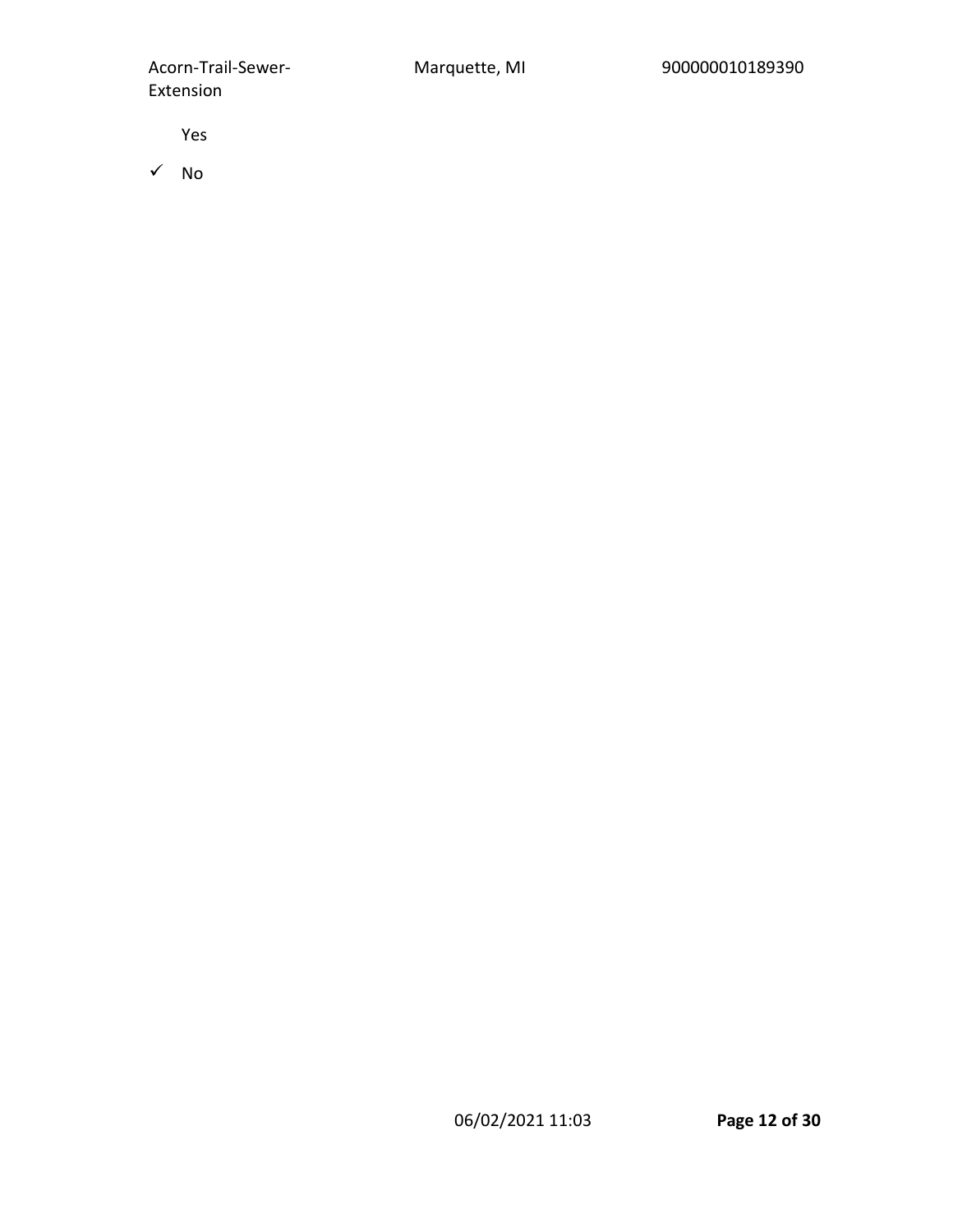Yes

✓ No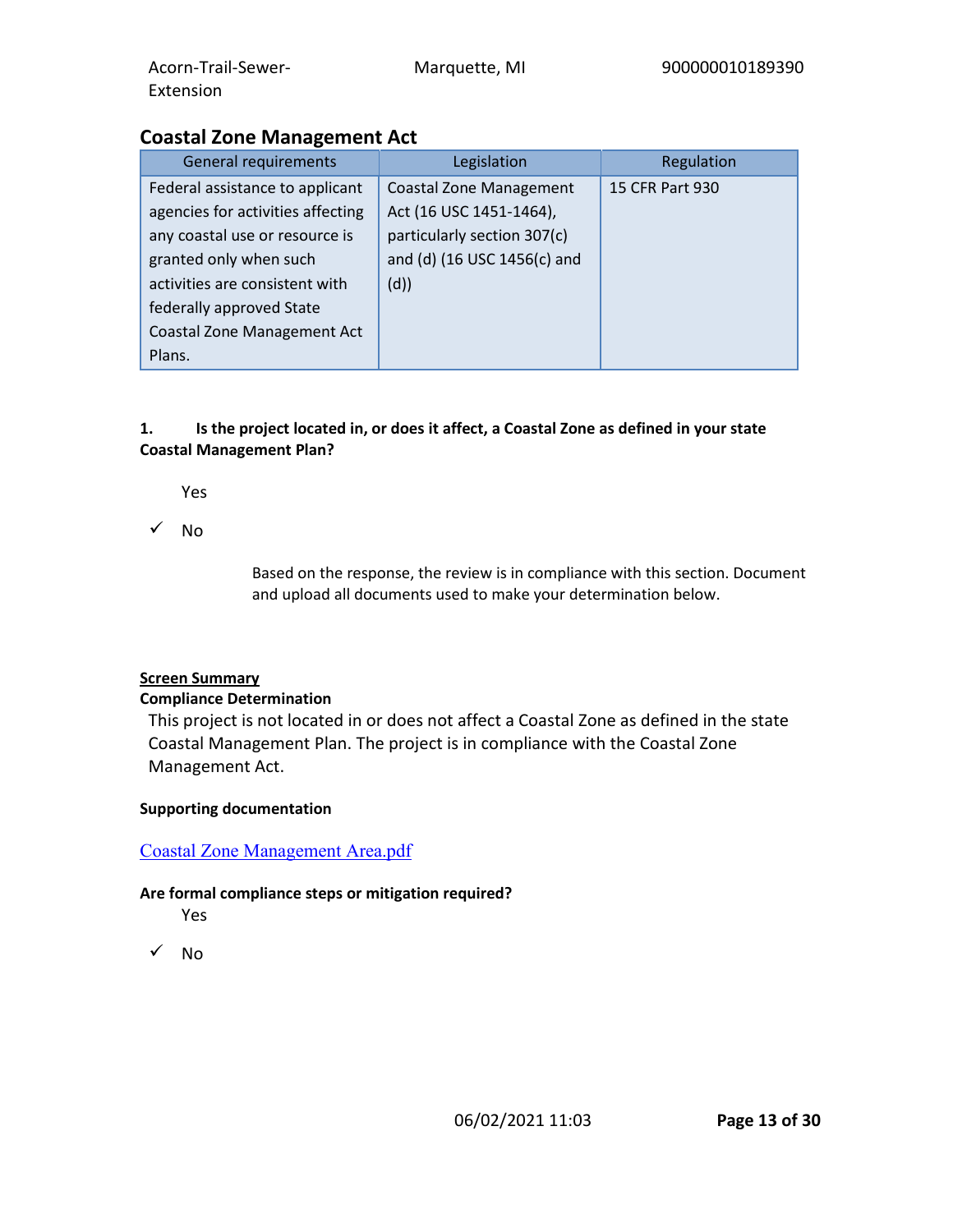## Coastal Zone Management Act

| General requirements | Legislation | Regulation |
| --- | --- | --- |
| Federal assistance to applicant agencies for activities affecting any coastal use or resource is granted only when such activities are consistent with federally approved State Coastal Zone Management Act Plans. | Coastal Zone Management Act (16 USC 1451-1464), particularly section 307(c) and (d) (16 USC 1456(c) and (d)) | 15 CFR Part 930 |

**1. Is the project located in, or does it affect, a Coastal Zone as defined in your state Coastal Management Plan?**

Yes

✓ No

Based on the response, the review is in compliance with this section. Document and upload all documents used to make your determination below.

**Screen Summary**

**Compliance Determination**

This project is not located in or does not affect a Coastal Zone as defined in the state Coastal Management Plan. The project is in compliance with the Coastal Zone Management Act.

**Supporting documentation**

Coastal Zone Management Area.pdf

**Are formal compliance steps or mitigation required?**

Yes

✓ No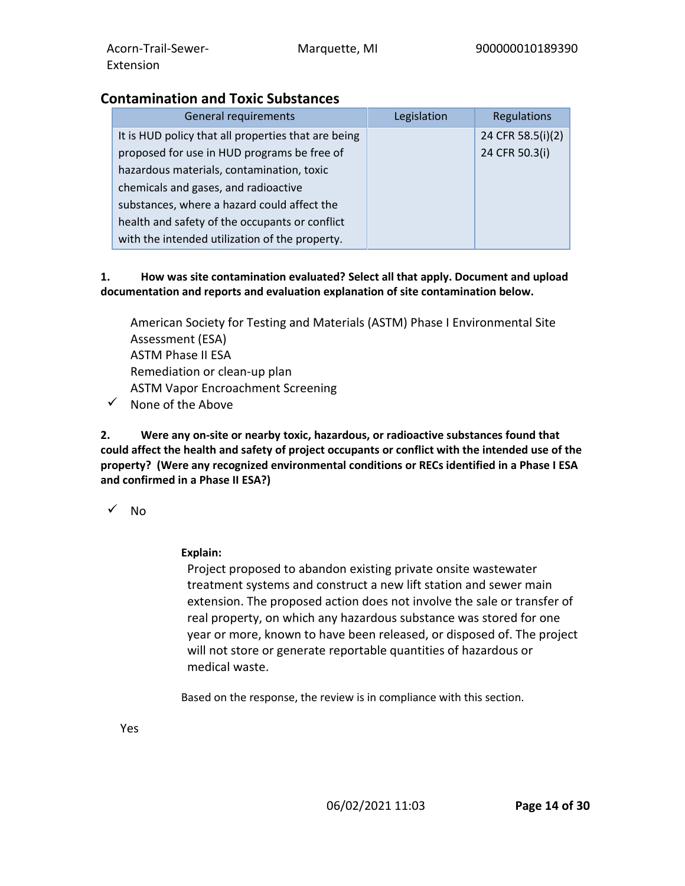## Contamination and Toxic Substances

| General requirements | Legislation | Regulations |
|---|---|---|
| It is HUD policy that all properties that are being proposed for use in HUD programs be free of hazardous materials, contamination, toxic chemicals and gases, and radioactive substances, where a hazard could affect the health and safety of the occupants or conflict with the intended utilization of the property. | | 24 CFR 58.5(i)(2)<br>24 CFR 50.3(i) |

**1. How was site contamination evaluated? Select all that apply. Document and upload documentation and reports and evaluation explanation of site contamination below.**

- American Society for Testing and Materials (ASTM) Phase I Environmental Site Assessment (ESA)
- ASTM Phase II ESA
- Remediation or clean-up plan
- ASTM Vapor Encroachment Screening
- ✓ None of the Above

**2. Were any on-site or nearby toxic, hazardous, or radioactive substances found that could affect the health and safety of project occupants or conflict with the intended use of the property? (Were any recognized environmental conditions or RECs identified in a Phase I ESA and confirmed in a Phase II ESA?)**

✓ No

**Explain:**

Project proposed to abandon existing private onsite wastewater treatment systems and construct a new lift station and sewer main extension. The proposed action does not involve the sale or transfer of real property, on which any hazardous substance was stored for one year or more, known to have been released, or disposed of. The project will not store or generate reportable quantities of hazardous or medical waste.

Based on the response, the review is in compliance with this section.

Yes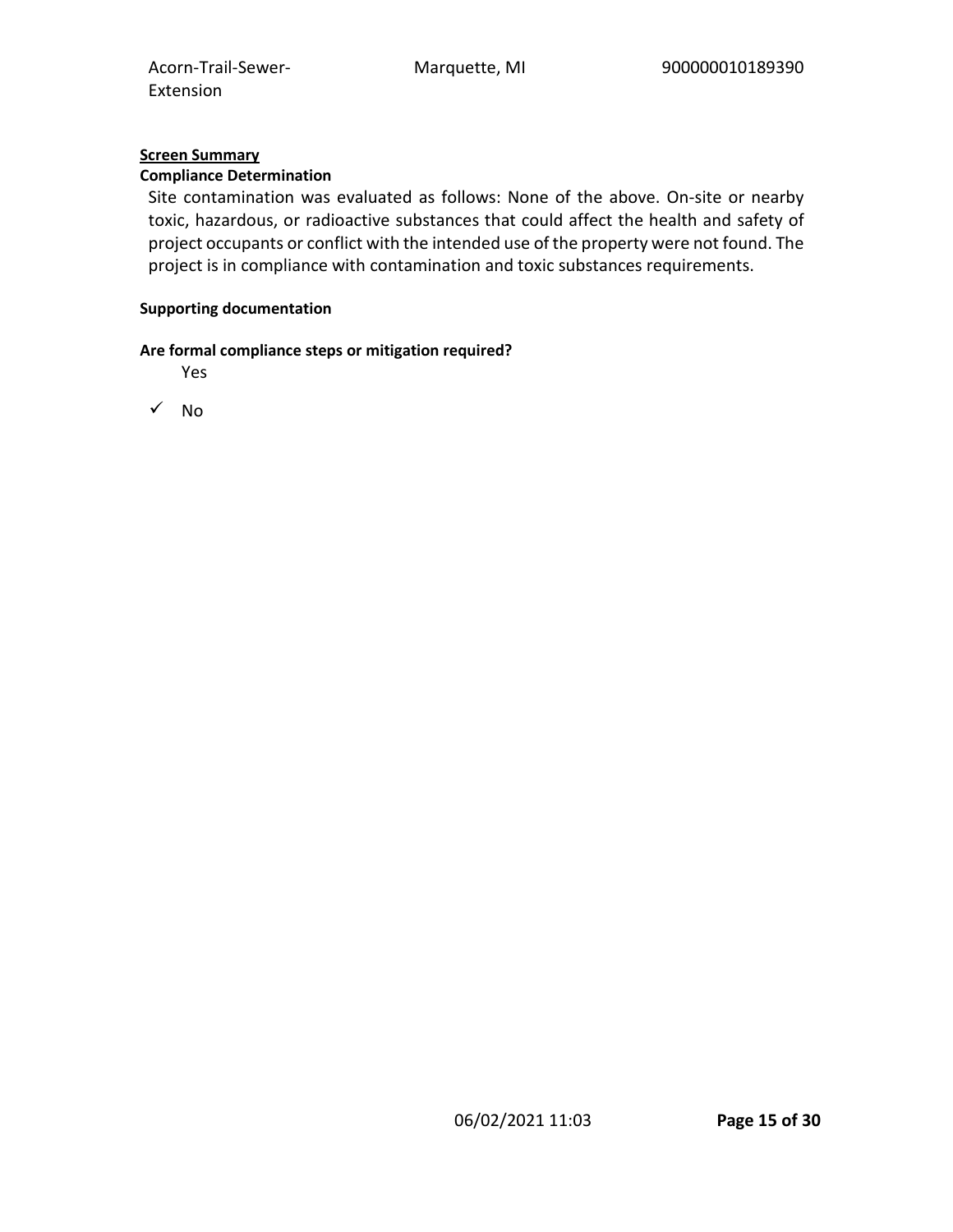**Screen Summary**

**Compliance Determination**

Site contamination was evaluated as follows: None of the above. On-site or nearby toxic, hazardous, or radioactive substances that could affect the health and safety of project occupants or conflict with the intended use of the property were not found. The project is in compliance with contamination and toxic substances requirements.

**Supporting documentation**

**Are formal compliance steps or mitigation required?**

Yes

✓ No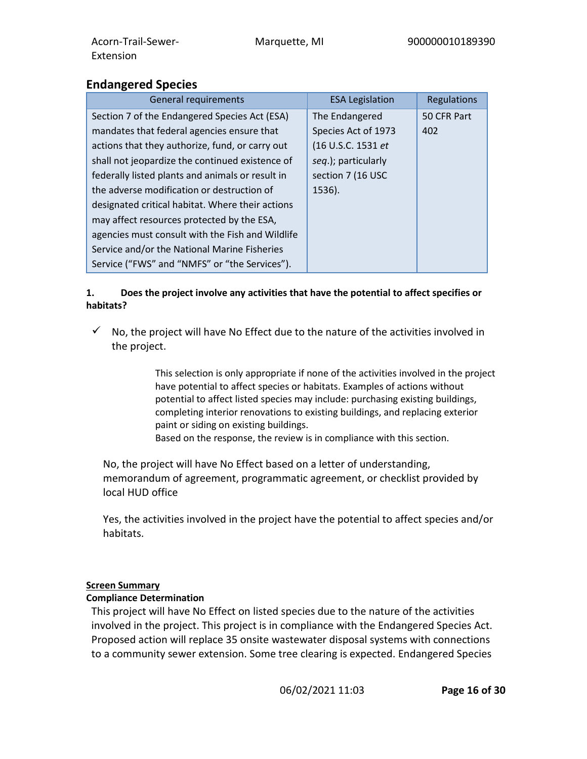## Endangered Species

| General requirements | ESA Legislation | Regulations |
| --- | --- | --- |
| Section 7 of the Endangered Species Act (ESA) mandates that federal agencies ensure that actions that they authorize, fund, or carry out shall not jeopardize the continued existence of federally listed plants and animals or result in the adverse modification or destruction of designated critical habitat. Where their actions may affect resources protected by the ESA, agencies must consult with the Fish and Wildlife Service and/or the National Marine Fisheries Service ("FWS" and "NMFS" or "the Services"). | The Endangered Species Act of 1973 (16 U.S.C. 1531 *et seq*.); particularly section 7 (16 USC 1536). | 50 CFR Part 402 |

**1. Does the project involve any activities that have the potential to affect specifies or habitats?**

✓ No, the project will have No Effect due to the nature of the activities involved in the project.

> This selection is only appropriate if none of the activities involved in the project have potential to affect species or habitats. Examples of actions without potential to affect listed species may include: purchasing existing buildings, completing interior renovations to existing buildings, and replacing exterior paint or siding on existing buildings.
> Based on the response, the review is in compliance with this section.

No, the project will have No Effect based on a letter of understanding, memorandum of agreement, programmatic agreement, or checklist provided by local HUD office

Yes, the activities involved in the project have the potential to affect species and/or habitats.

**Screen Summary**

**Compliance Determination**

This project will have No Effect on listed species due to the nature of the activities involved in the project. This project is in compliance with the Endangered Species Act. Proposed action will replace 35 onsite wastewater disposal systems with connections to a community sewer extension. Some tree clearing is expected. Endangered Species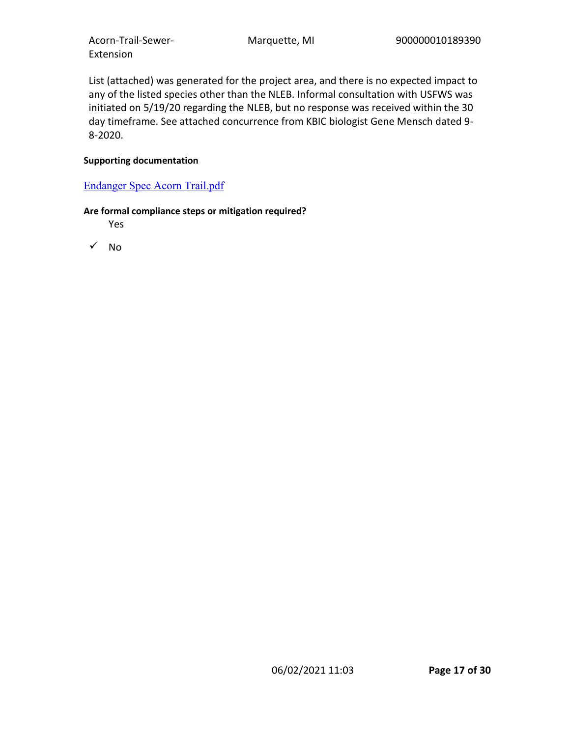List (attached) was generated for the project area, and there is no expected impact to any of the listed species other than the NLEB. Informal consultation with USFWS was initiated on 5/19/20 regarding the NLEB, but no response was received within the 30 day timeframe. See attached concurrence from KBIC biologist Gene Mensch dated 9-8-2020.

**Supporting documentation**

[Endanger Spec Acorn Trail.pdf]

**Are formal compliance steps or mitigation required?**

Yes

✓ No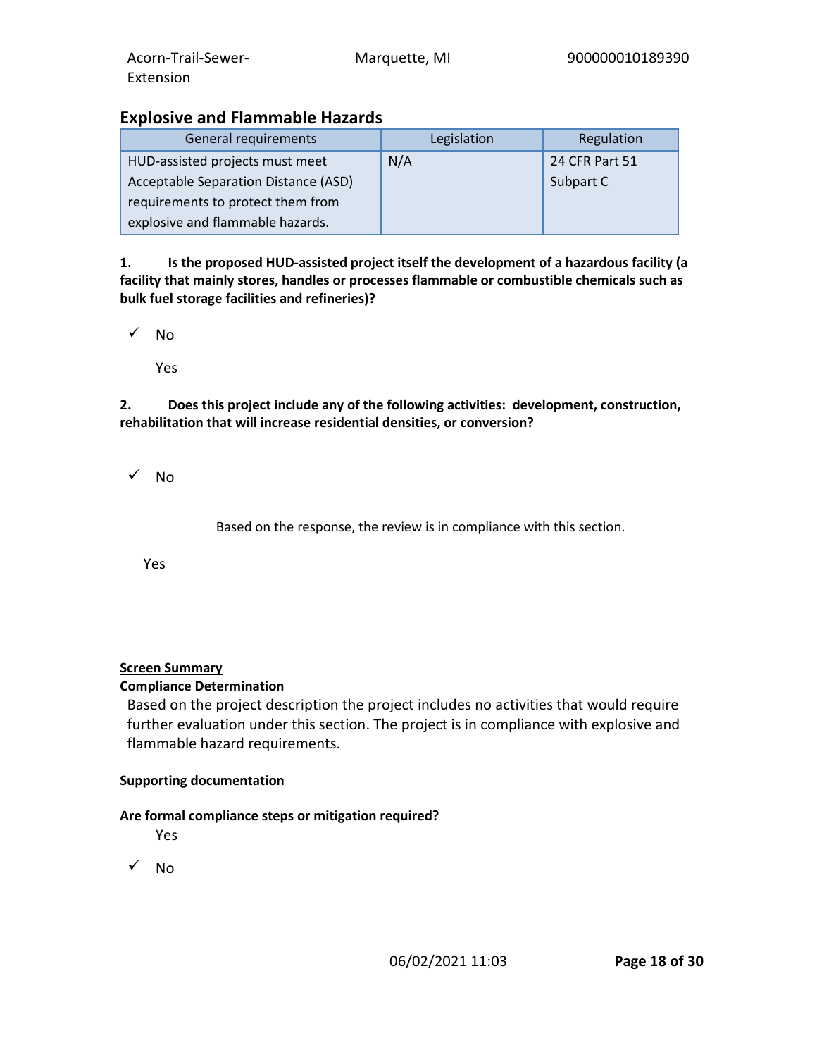## Explosive and Flammable Hazards

| General requirements | Legislation | Regulation |
| --- | --- | --- |
| HUD-assisted projects must meet Acceptable Separation Distance (ASD) requirements to protect them from explosive and flammable hazards. | N/A | 24 CFR Part 51 Subpart C |

**1. Is the proposed HUD-assisted project itself the development of a hazardous facility (a facility that mainly stores, handles or processes flammable or combustible chemicals such as bulk fuel storage facilities and refineries)?**

✓ No

Yes

**2. Does this project include any of the following activities: development, construction, rehabilitation that will increase residential densities, or conversion?**

✓ No

Based on the response, the review is in compliance with this section.

Yes

**Screen Summary**

**Compliance Determination**

Based on the project description the project includes no activities that would require further evaluation under this section. The project is in compliance with explosive and flammable hazard requirements.

**Supporting documentation**

**Are formal compliance steps or mitigation required?**

Yes

✓ No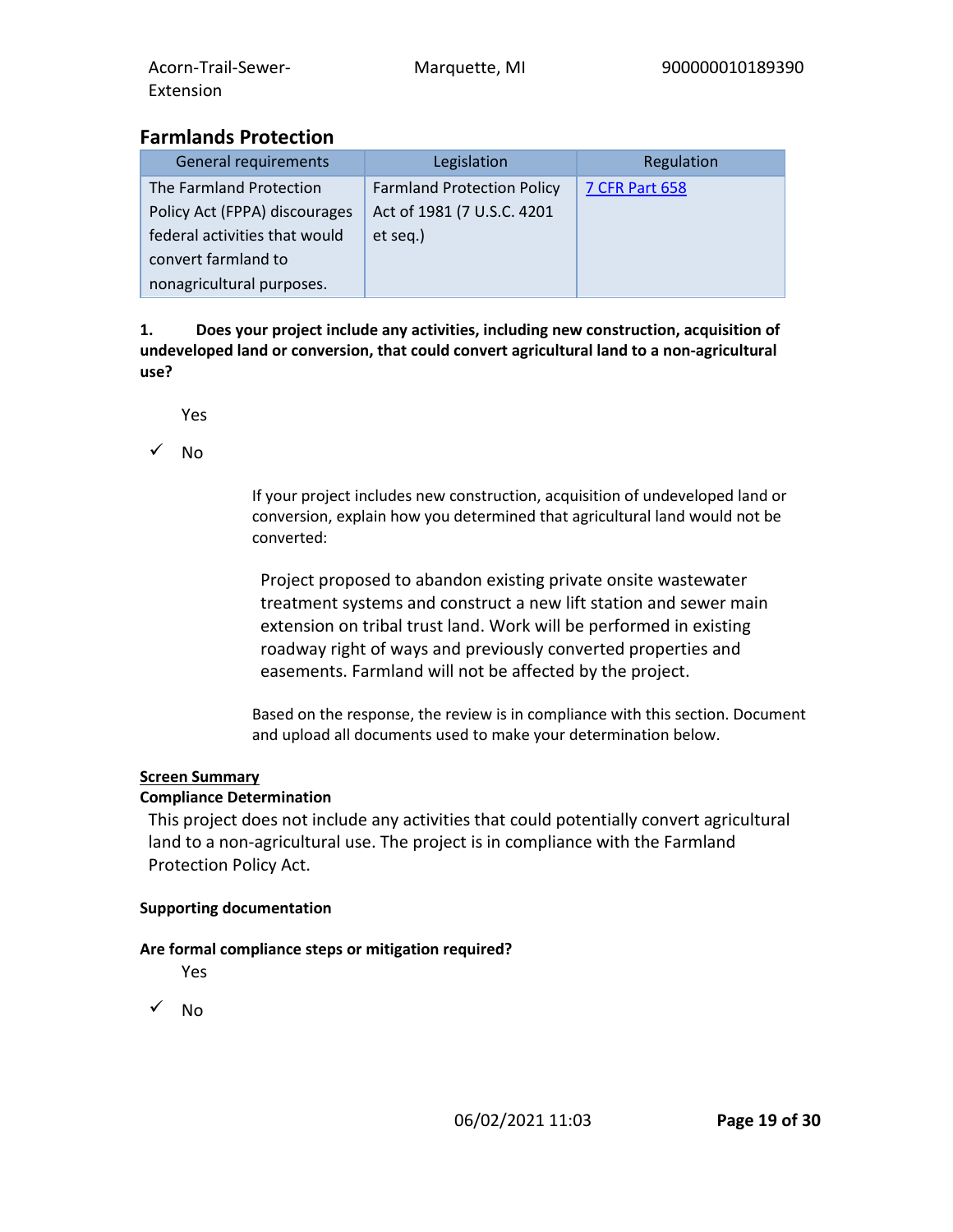## Farmlands Protection

| General requirements | Legislation | Regulation |
|---|---|---|
| The Farmland Protection Policy Act (FPPA) discourages federal activities that would convert farmland to nonagricultural purposes. | Farmland Protection Policy Act of 1981 (7 U.S.C. 4201 et seq.) | 7 CFR Part 658 |

**1. Does your project include any activities, including new construction, acquisition of undeveloped land or conversion, that could convert agricultural land to a non-agricultural use?**

Yes

✓ No

If your project includes new construction, acquisition of undeveloped land or conversion, explain how you determined that agricultural land would not be converted:

Project proposed to abandon existing private onsite wastewater treatment systems and construct a new lift station and sewer main extension on tribal trust land. Work will be performed in existing roadway right of ways and previously converted properties and easements. Farmland will not be affected by the project.

Based on the response, the review is in compliance with this section. Document and upload all documents used to make your determination below.

**Screen Summary**

**Compliance Determination**

This project does not include any activities that could potentially convert agricultural land to a non-agricultural use. The project is in compliance with the Farmland Protection Policy Act.

**Supporting documentation**

**Are formal compliance steps or mitigation required?**

Yes

✓ No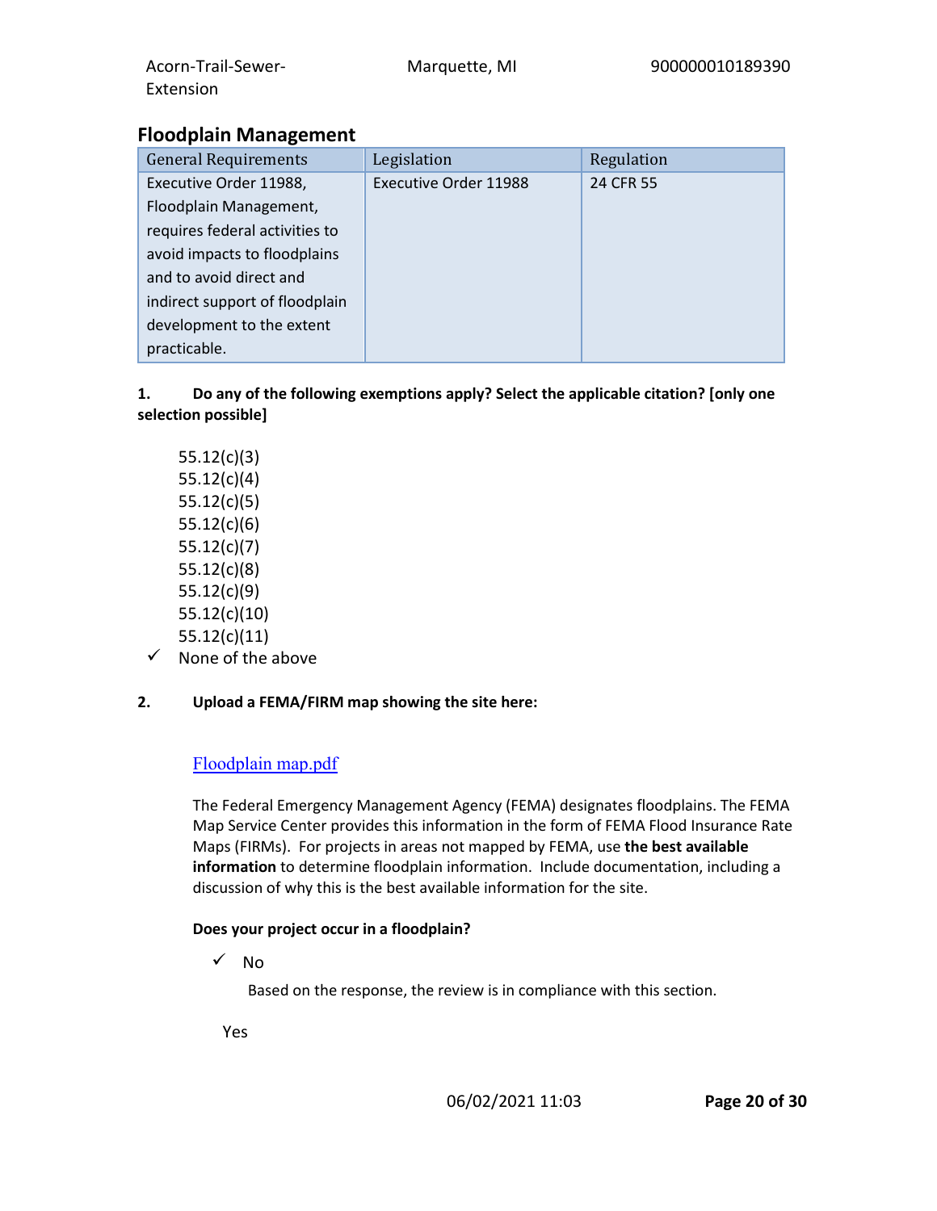## Floodplain Management

| General Requirements | Legislation | Regulation |
|---|---|---|
| Executive Order 11988, Floodplain Management, requires federal activities to avoid impacts to floodplains and to avoid direct and indirect support of floodplain development to the extent practicable. | Executive Order 11988 | 24 CFR 55 |

**1. Do any of the following exemptions apply? Select the applicable citation? [only one selection possible]**

55.12(c)(3)
55.12(c)(4)
55.12(c)(5)
55.12(c)(6)
55.12(c)(7)
55.12(c)(8)
55.12(c)(9)
55.12(c)(10)
55.12(c)(11)
✓ None of the above

**2. Upload a FEMA/FIRM map showing the site here:**

Floodplain map.pdf

The Federal Emergency Management Agency (FEMA) designates floodplains. The FEMA Map Service Center provides this information in the form of FEMA Flood Insurance Rate Maps (FIRMs). For projects in areas not mapped by FEMA, use **the best available information** to determine floodplain information. Include documentation, including a discussion of why this is the best available information for the site.

**Does your project occur in a floodplain?**

✓ No

Based on the response, the review is in compliance with this section.

Yes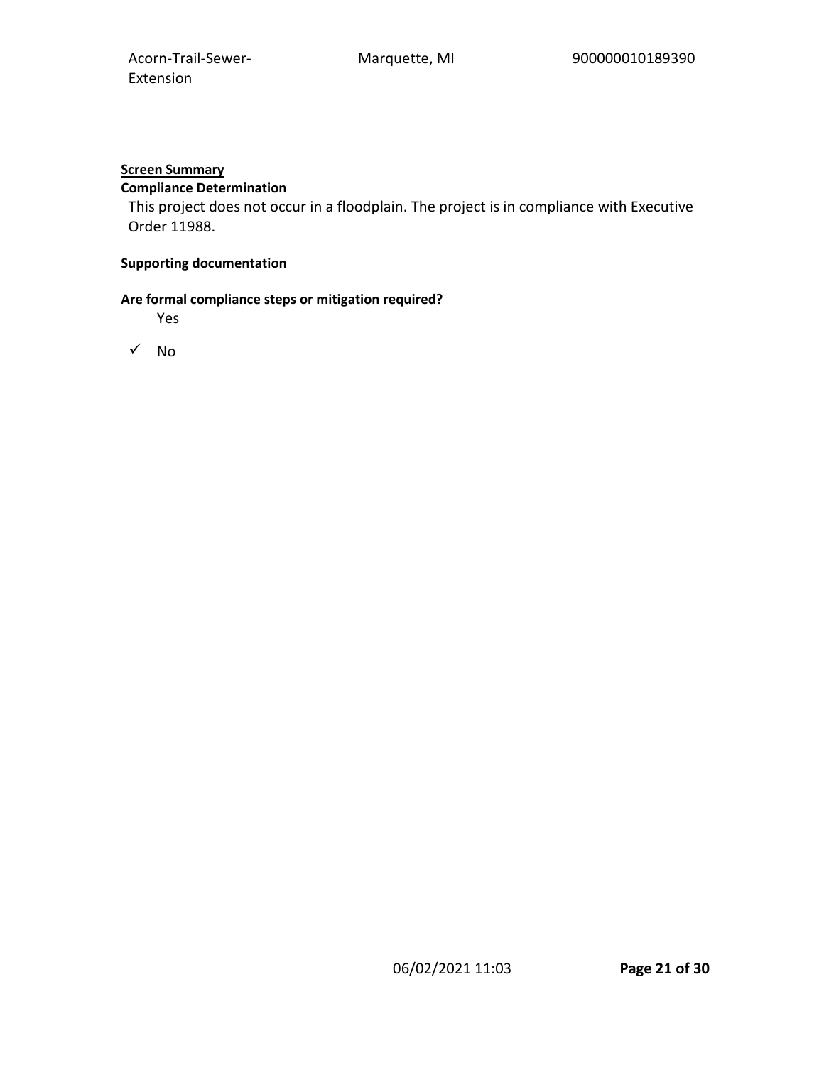**Screen Summary**

**Compliance Determination**

This project does not occur in a floodplain. The project is in compliance with Executive Order 11988.

**Supporting documentation**

**Are formal compliance steps or mitigation required?**

Yes

✓ No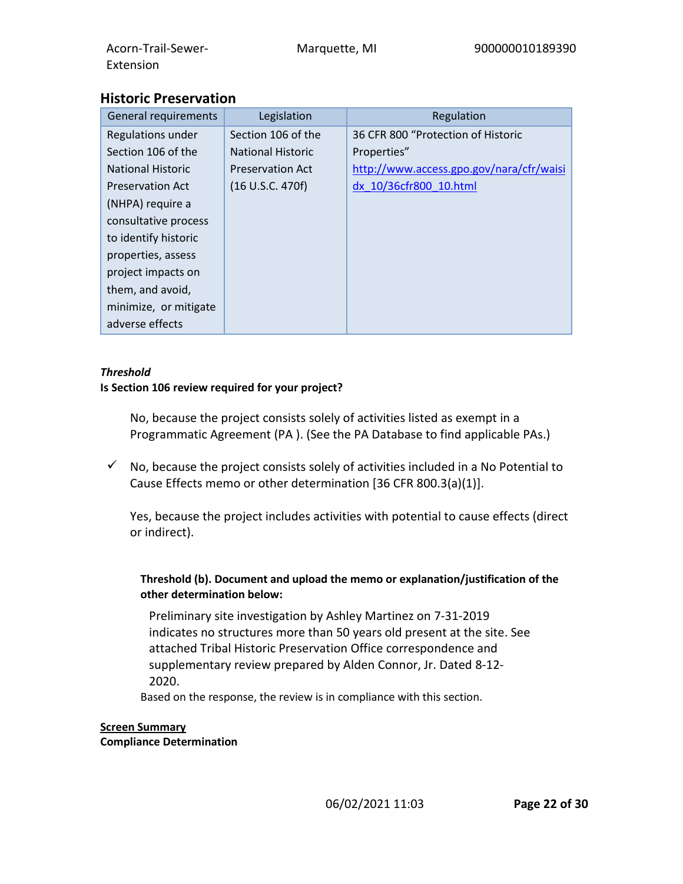## Historic Preservation

| General requirements | Legislation | Regulation |
|---|---|---|
| Regulations under Section 106 of the National Historic Preservation Act (NHPA) require a consultative process to identify historic properties, assess project impacts on them, and avoid, minimize, or mitigate adverse effects | Section 106 of the National Historic Preservation Act (16 U.S.C. 470f) | 36 CFR 800 "Protection of Historic Properties" [http://www.access.gpo.gov/nara/cfr/waisidx_10/36cfr800_10.html](http://www.access.gpo.gov/nara/cfr/waisidx_10/36cfr800_10.html) |

***Threshold***

**Is Section 106 review required for your project?**

No, because the project consists solely of activities listed as exempt in a Programmatic Agreement (PA ). (See the PA Database to find applicable PAs.)

✓ No, because the project consists solely of activities included in a No Potential to Cause Effects memo or other determination [36 CFR 800.3(a)(1)].

Yes, because the project includes activities with potential to cause effects (direct or indirect).

**Threshold (b). Document and upload the memo or explanation/justification of the other determination below:**

Preliminary site investigation by Ashley Martinez on 7-31-2019 indicates no structures more than 50 years old present at the site. See attached Tribal Historic Preservation Office correspondence and supplementary review prepared by Alden Connor, Jr. Dated 8-12-2020.

Based on the response, the review is in compliance with this section.

**Screen Summary**

**Compliance Determination**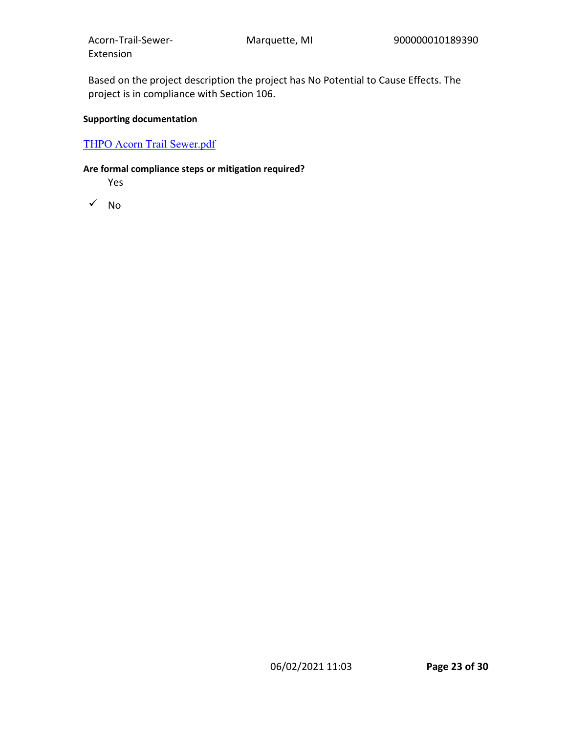Based on the project description the project has No Potential to Cause Effects. The project is in compliance with Section 106.

**Supporting documentation**

[THPO Acorn Trail Sewer.pdf]

**Are formal compliance steps or mitigation required?**

Yes

✓ No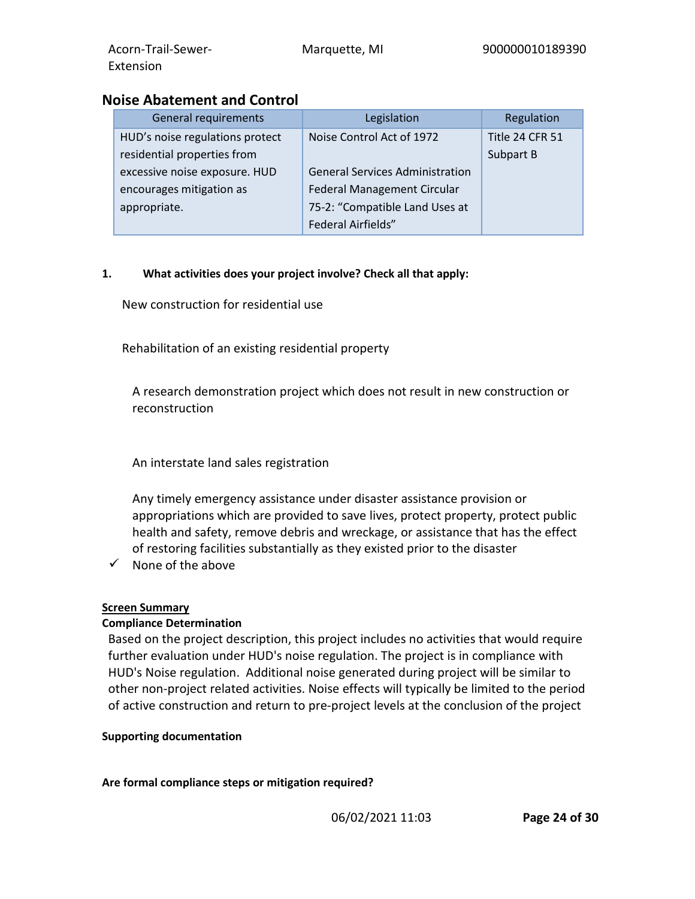## Noise Abatement and Control

| General requirements | Legislation | Regulation |
|---|---|---|
| HUD's noise regulations protect residential properties from excessive noise exposure. HUD encourages mitigation as appropriate. | Noise Control Act of 1972<br><br>General Services Administration Federal Management Circular 75-2: "Compatible Land Uses at Federal Airfields" | Title 24 CFR 51 Subpart B |

**1. What activities does your project involve? Check all that apply:**

New construction for residential use

Rehabilitation of an existing residential property

A research demonstration project which does not result in new construction or reconstruction

An interstate land sales registration

Any timely emergency assistance under disaster assistance provision or appropriations which are provided to save lives, protect property, protect public health and safety, remove debris and wreckage, or assistance that has the effect of restoring facilities substantially as they existed prior to the disaster

✓ None of the above

**Screen Summary**

**Compliance Determination**

Based on the project description, this project includes no activities that would require further evaluation under HUD's noise regulation. The project is in compliance with HUD's Noise regulation. Additional noise generated during project will be similar to other non-project related activities. Noise effects will typically be limited to the period of active construction and return to pre-project levels at the conclusion of the project

**Supporting documentation**

**Are formal compliance steps or mitigation required?**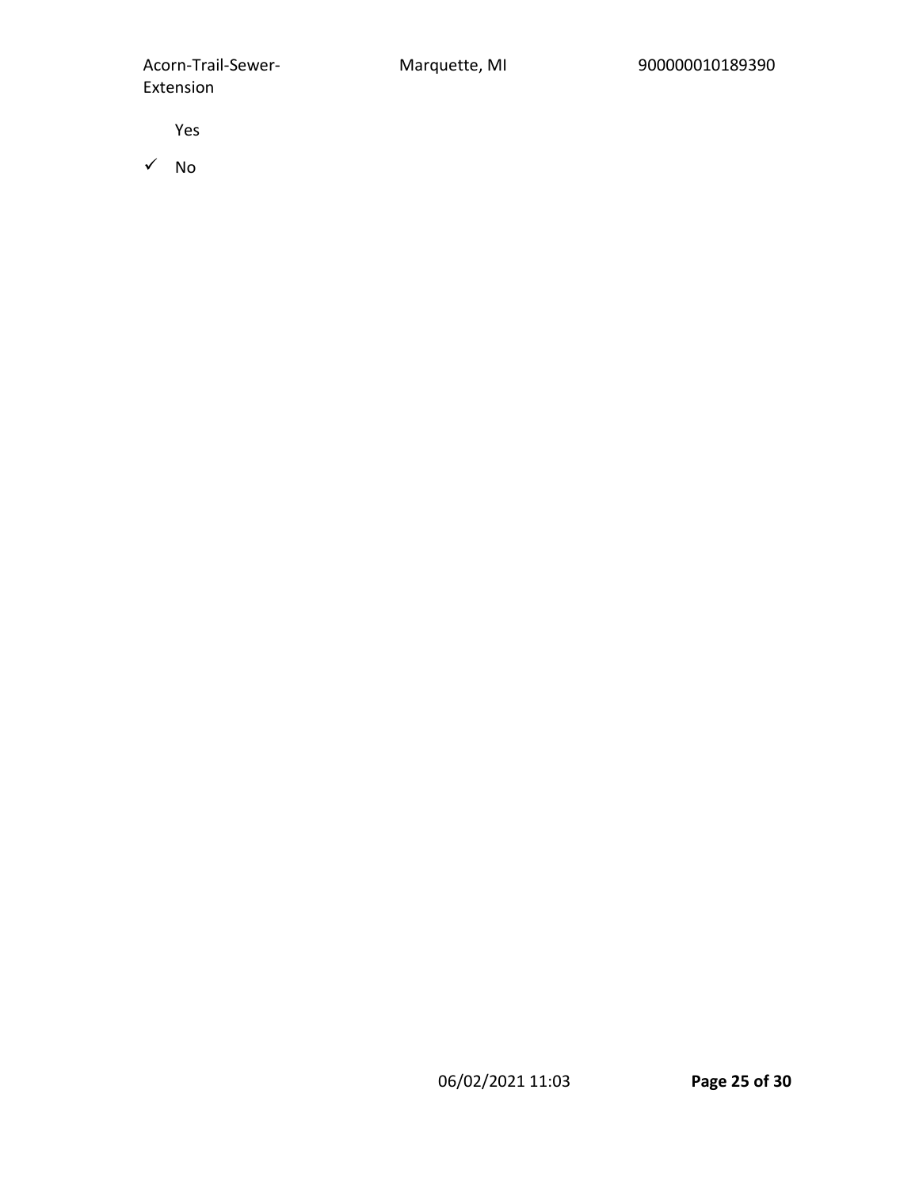Yes

✓ No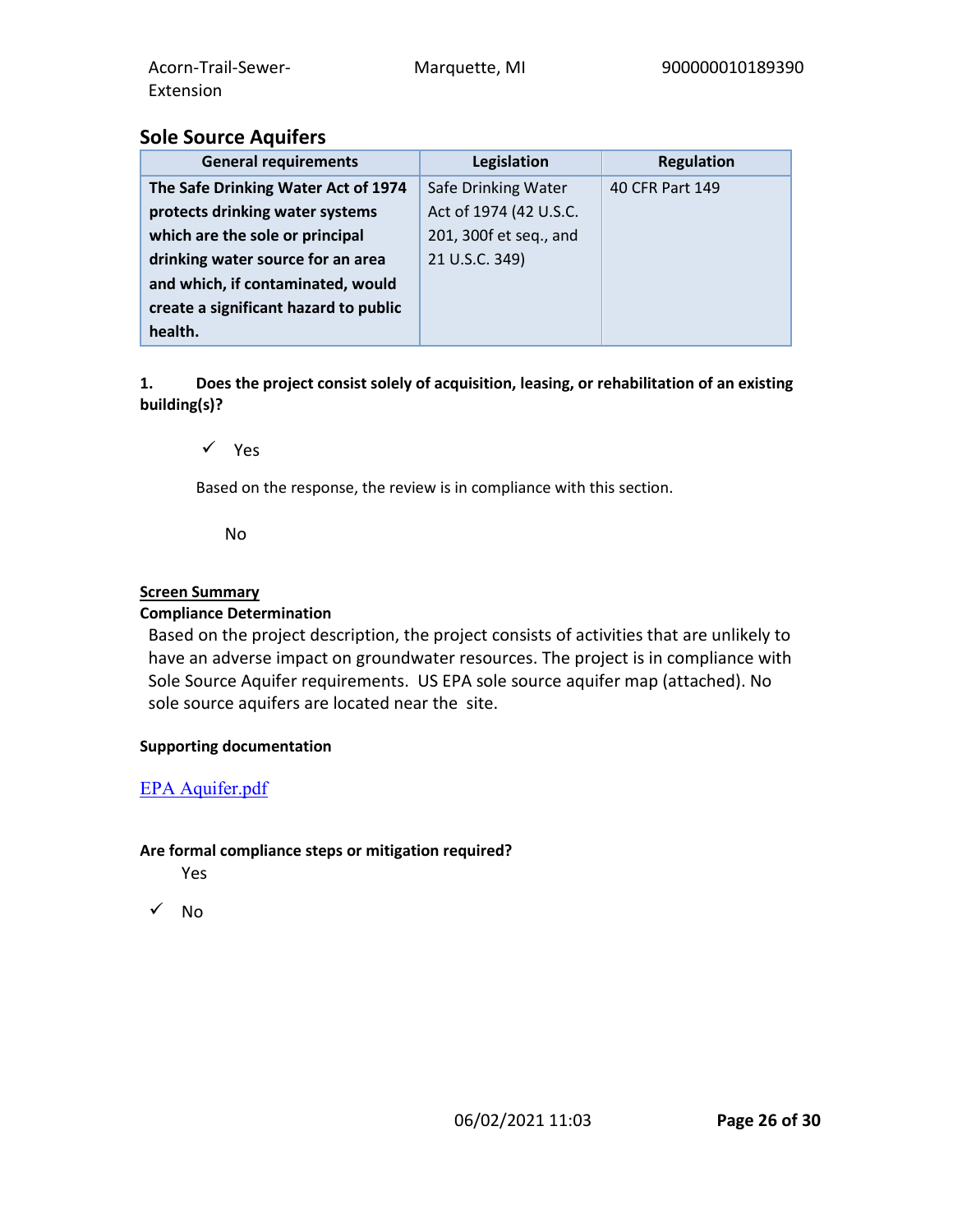## Sole Source Aquifers

| General requirements | Legislation | Regulation |
|---|---|---|
| **The Safe Drinking Water Act of 1974 protects drinking water systems which are the sole or principal drinking water source for an area and which, if contaminated, would create a significant hazard to public health.** | Safe Drinking Water Act of 1974 (42 U.S.C. 201, 300f et seq., and 21 U.S.C. 349) | 40 CFR Part 149 |

**1. Does the project consist solely of acquisition, leasing, or rehabilitation of an existing building(s)?**

✓ Yes

Based on the response, the review is in compliance with this section.

No

**Screen Summary**

**Compliance Determination**

Based on the project description, the project consists of activities that are unlikely to have an adverse impact on groundwater resources. The project is in compliance with Sole Source Aquifer requirements. US EPA sole source aquifer map (attached). No sole source aquifers are located near the site.

**Supporting documentation**

EPA Aquifer.pdf

**Are formal compliance steps or mitigation required?**

Yes

✓ No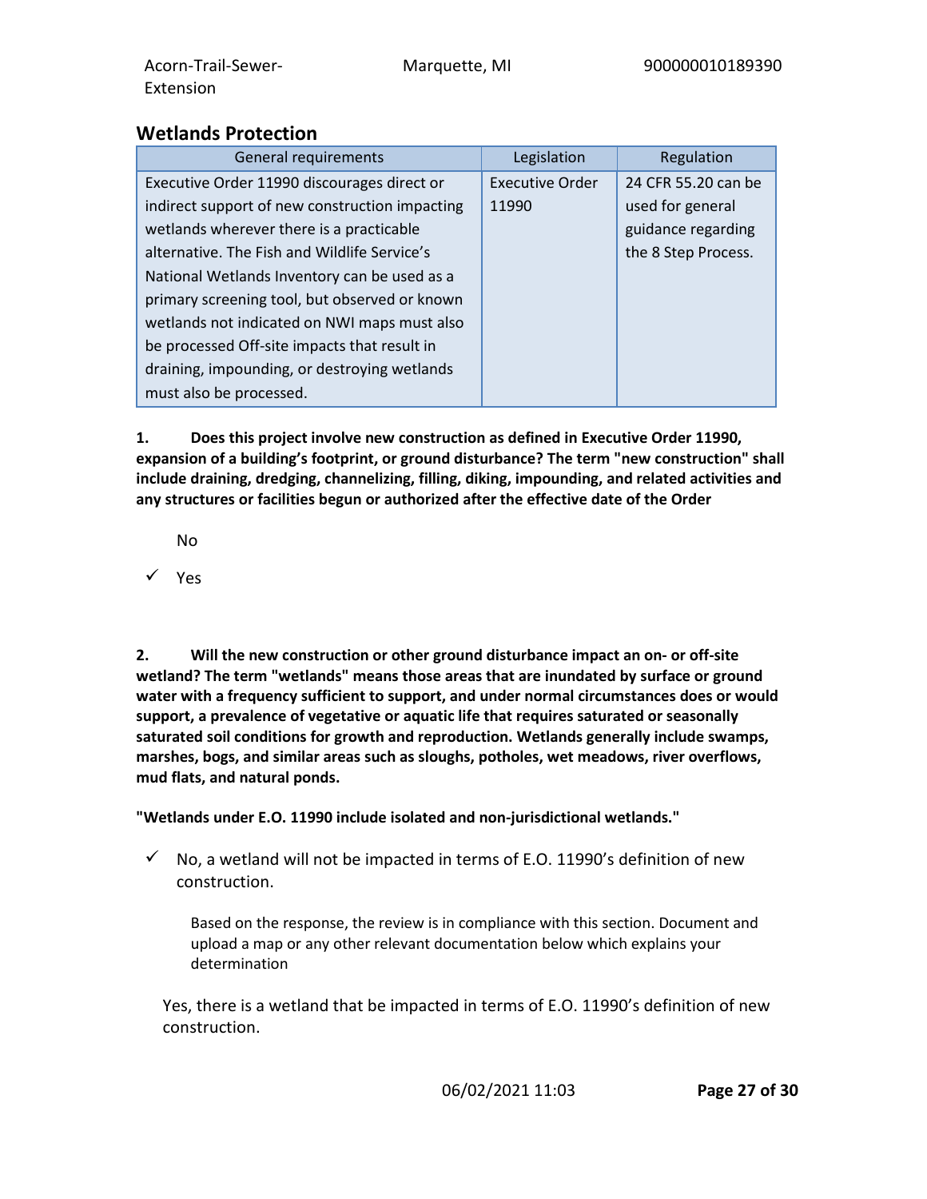## Wetlands Protection

| General requirements | Legislation | Regulation |
|---|---|---|
| Executive Order 11990 discourages direct or indirect support of new construction impacting wetlands wherever there is a practicable alternative. The Fish and Wildlife Service's National Wetlands Inventory can be used as a primary screening tool, but observed or known wetlands not indicated on NWI maps must also be processed Off-site impacts that result in draining, impounding, or destroying wetlands must also be processed. | Executive Order 11990 | 24 CFR 55.20 can be used for general guidance regarding the 8 Step Process. |

**1. Does this project involve new construction as defined in Executive Order 11990, expansion of a building's footprint, or ground disturbance? The term "new construction" shall include draining, dredging, channelizing, filling, diking, impounding, and related activities and any structures or facilities begun or authorized after the effective date of the Order**

No

✓ Yes

**2. Will the new construction or other ground disturbance impact an on- or off-site wetland? The term "wetlands" means those areas that are inundated by surface or ground water with a frequency sufficient to support, and under normal circumstances does or would support, a prevalence of vegetative or aquatic life that requires saturated or seasonally saturated soil conditions for growth and reproduction. Wetlands generally include swamps, marshes, bogs, and similar areas such as sloughs, potholes, wet meadows, river overflows, mud flats, and natural ponds.**

**"Wetlands under E.O. 11990 include isolated and non-jurisdictional wetlands."**

✓ No, a wetland will not be impacted in terms of E.O. 11990's definition of new construction.

Based on the response, the review is in compliance with this section. Document and upload a map or any other relevant documentation below which explains your determination

Yes, there is a wetland that be impacted in terms of E.O. 11990's definition of new construction.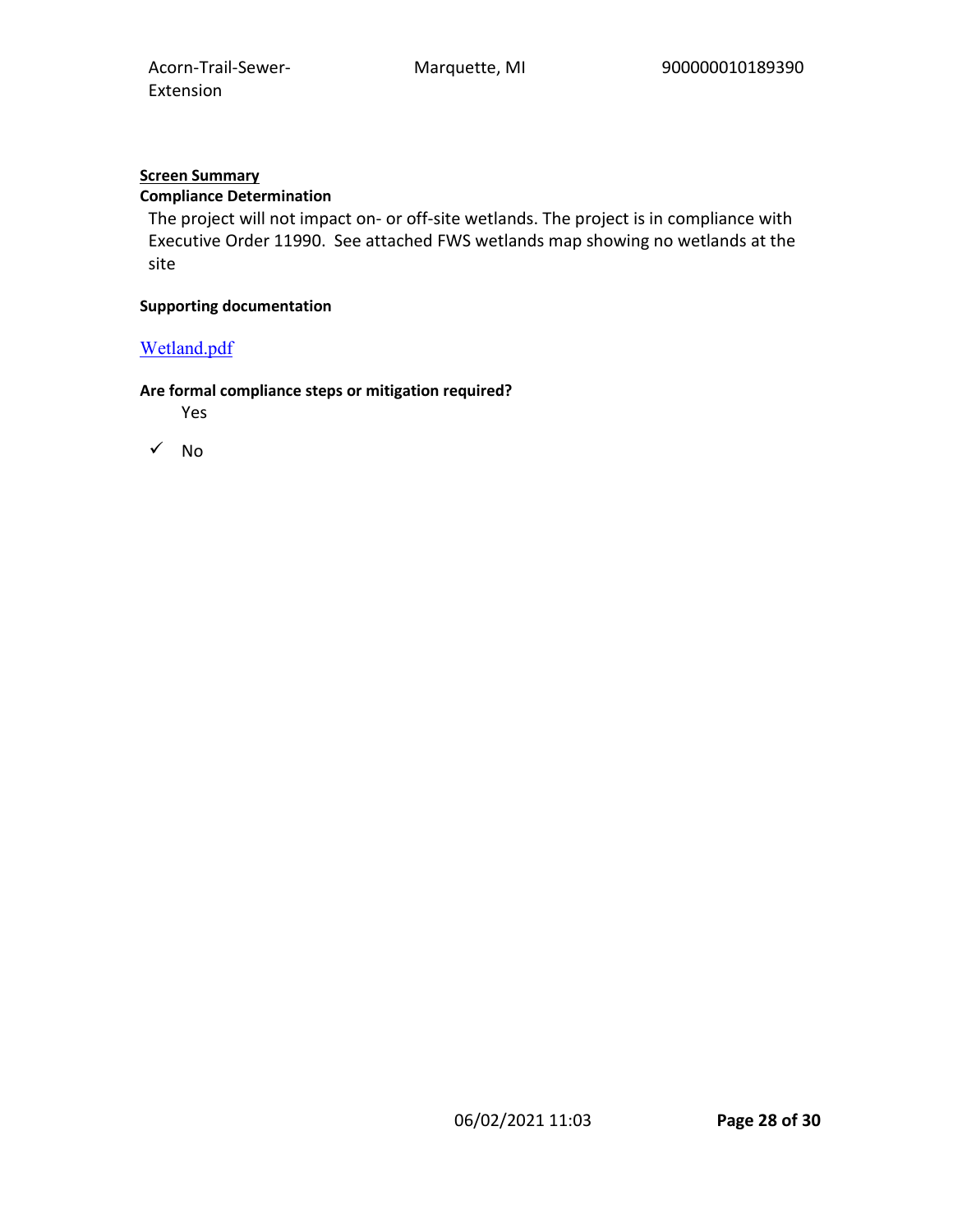**Screen Summary**

**Compliance Determination**

The project will not impact on- or off-site wetlands. The project is in compliance with Executive Order 11990. See attached FWS wetlands map showing no wetlands at the site

**Supporting documentation**

Wetland.pdf

**Are formal compliance steps or mitigation required?**

Yes

✓ No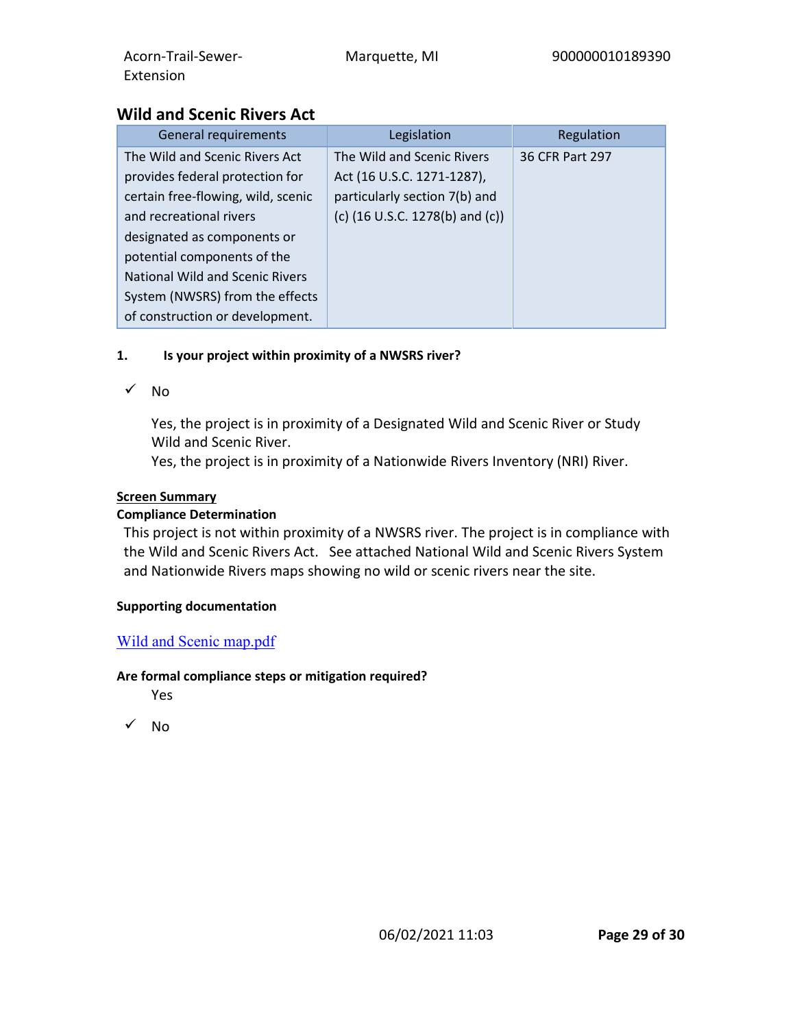## Wild and Scenic Rivers Act

| General requirements | Legislation | Regulation |
|---|---|---|
| The Wild and Scenic Rivers Act provides federal protection for certain free-flowing, wild, scenic and recreational rivers designated as components or potential components of the National Wild and Scenic Rivers System (NWSRS) from the effects of construction or development. | The Wild and Scenic Rivers Act (16 U.S.C. 1271-1287), particularly section 7(b) and (c) (16 U.S.C. 1278(b) and (c)) | 36 CFR Part 297 |

**1. Is your project within proximity of a NWSRS river?**

✓ No

Yes, the project is in proximity of a Designated Wild and Scenic River or Study Wild and Scenic River.

Yes, the project is in proximity of a Nationwide Rivers Inventory (NRI) River.

**Screen Summary**

**Compliance Determination**

This project is not within proximity of a NWSRS river. The project is in compliance with the Wild and Scenic Rivers Act. See attached National Wild and Scenic Rivers System and Nationwide Rivers maps showing no wild or scenic rivers near the site.

**Supporting documentation**

Wild and Scenic map.pdf

**Are formal compliance steps or mitigation required?**

Yes

✓ No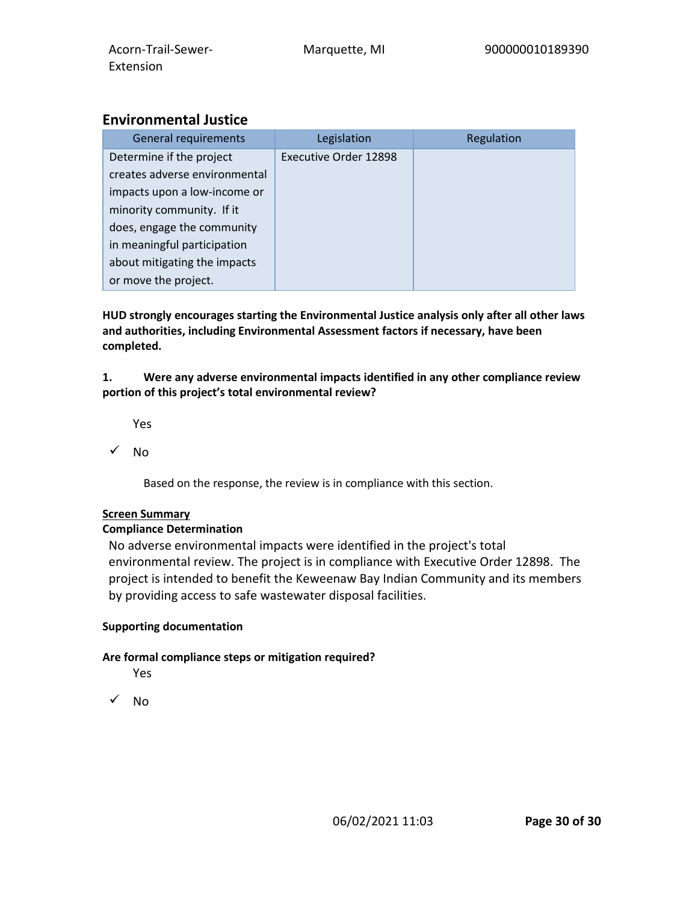## Environmental Justice

| General requirements | Legislation | Regulation |
|---|---|---|
| Determine if the project creates adverse environmental impacts upon a low-income or minority community. If it does, engage the community in meaningful participation about mitigating the impacts or move the project. | Executive Order 12898 | |

**HUD strongly encourages starting the Environmental Justice analysis only after all other laws and authorities, including Environmental Assessment factors if necessary, have been completed.**

**1. Were any adverse environmental impacts identified in any other compliance review portion of this project's total environmental review?**

Yes

✓ No

Based on the response, the review is in compliance with this section.

**Screen Summary**

**Compliance Determination**

No adverse environmental impacts were identified in the project's total environmental review. The project is in compliance with Executive Order 12898. The project is intended to benefit the Keweenaw Bay Indian Community and its members by providing access to safe wastewater disposal facilities.

**Supporting documentation**

**Are formal compliance steps or mitigation required?**

Yes

✓ No